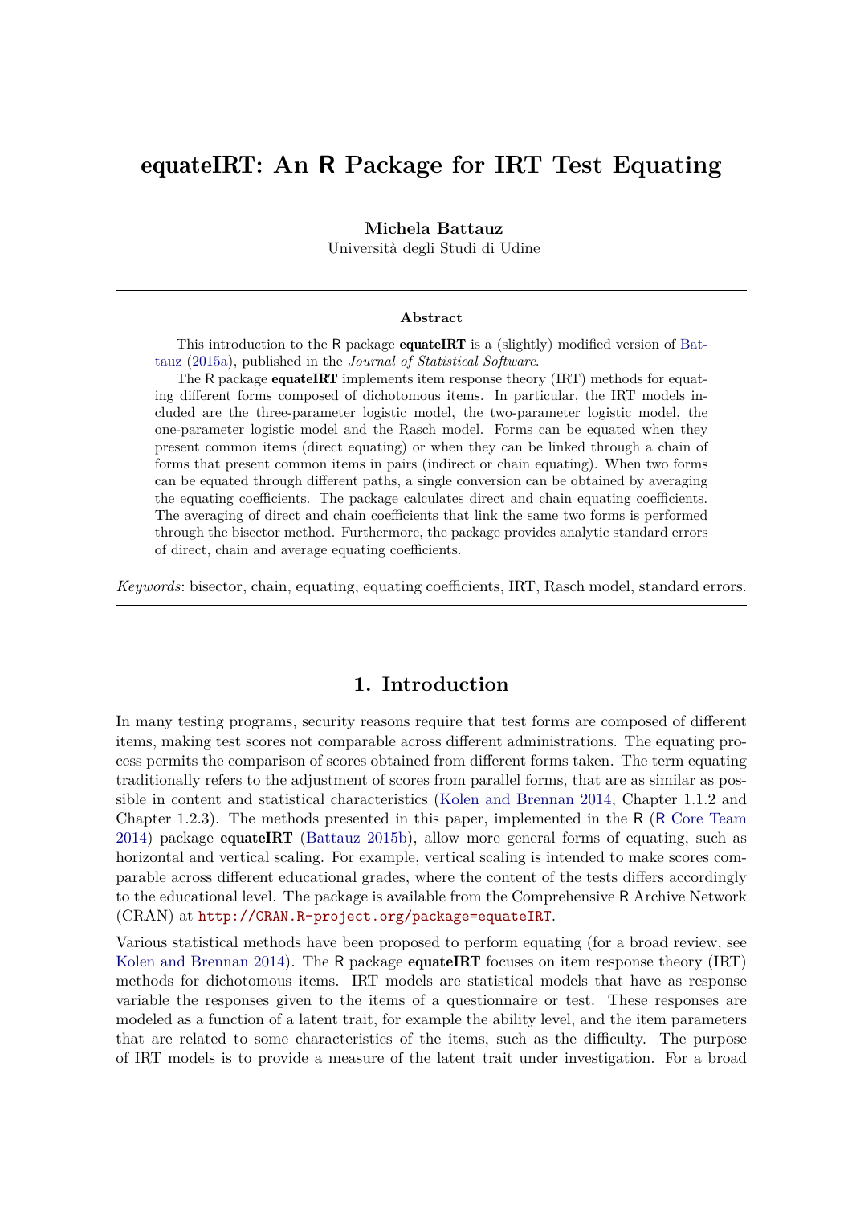# equateIRT: An R Package for IRT Test Equating

**Michela Battauz**
Università degli Studi di Udine

---

**Abstract**

This introduction to the R package **equateIRT** is a (slightly) modified version of Battauz (2015a), published in the *Journal of Statistical Software*.

The R package **equateIRT** implements item response theory (IRT) methods for equating different forms composed of dichotomous items. In particular, the IRT models included are the three-parameter logistic model, the two-parameter logistic model, the one-parameter logistic model and the Rasch model. Forms can be equated when they present common items (direct equating) or when they can be linked through a chain of forms that present common items in pairs (indirect or chain equating). When two forms can be equated through different paths, a single conversion can be obtained by averaging the equating coefficients. The package calculates direct and chain equating coefficients. The averaging of direct and chain coefficients that link the same two forms is performed through the bisector method. Furthermore, the package provides analytic standard errors of direct, chain and average equating coefficients.

*Keywords*: bisector, chain, equating, equating coefficients, IRT, Rasch model, standard errors.

---

## 1. Introduction

In many testing programs, security reasons require that test forms are composed of different items, making test scores not comparable across different administrations. The equating process permits the comparison of scores obtained from different forms taken. The term equating traditionally refers to the adjustment of scores from parallel forms, that are as similar as possible in content and statistical characteristics (Kolen and Brennan 2014, Chapter 1.1.2 and Chapter 1.2.3). The methods presented in this paper, implemented in the R (R Core Team 2014) package **equateIRT** (Battauz 2015b), allow more general forms of equating, such as horizontal and vertical scaling. For example, vertical scaling is intended to make scores comparable across different educational grades, where the content of the tests differs accordingly to the educational level. The package is available from the Comprehensive R Archive Network (CRAN) at http://CRAN.R-project.org/package=equateIRT.

Various statistical methods have been proposed to perform equating (for a broad review, see Kolen and Brennan 2014). The R package **equateIRT** focuses on item response theory (IRT) methods for dichotomous items. IRT models are statistical models that have as response variable the responses given to the items of a questionnaire or test. These responses are modeled as a function of a latent trait, for example the ability level, and the item parameters that are related to some characteristics of the items, such as the difficulty. The purpose of IRT models is to provide a measure of the latent trait under investigation. For a broad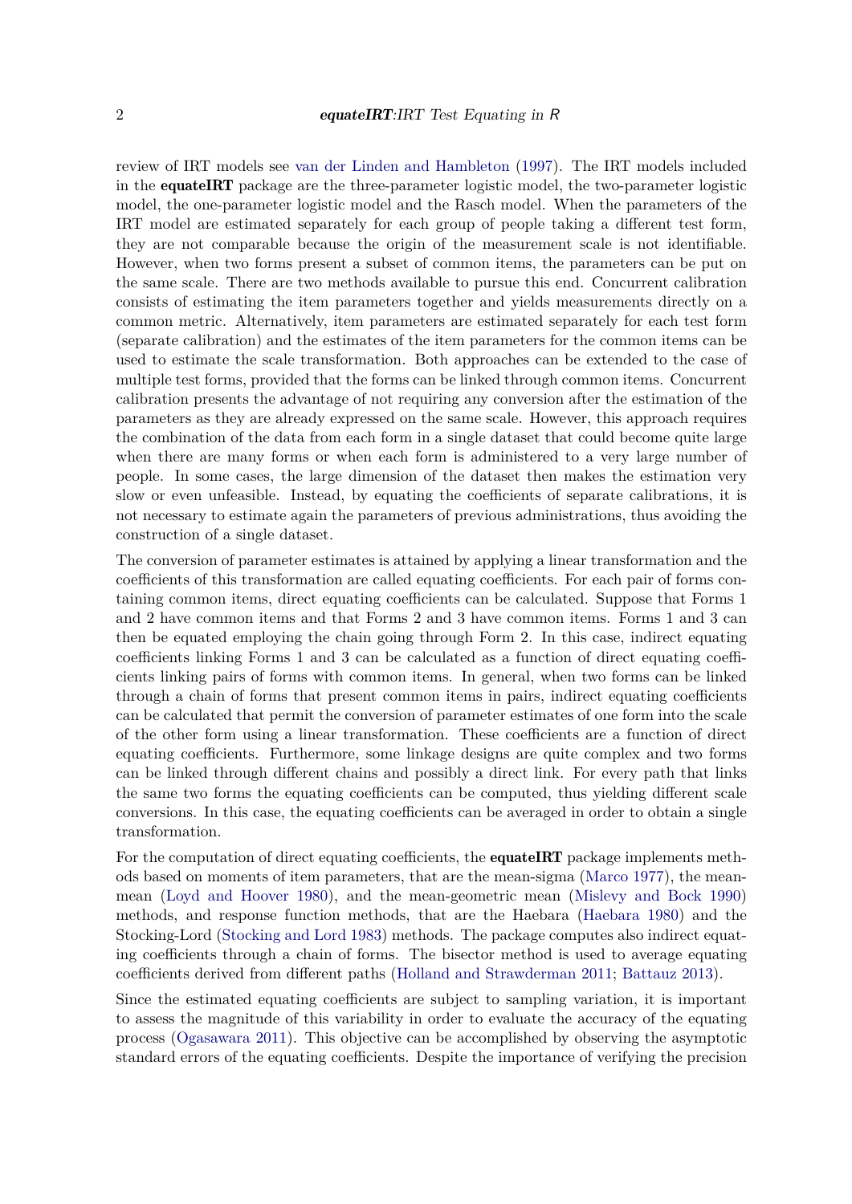review of IRT models see van der Linden and Hambleton (1997). The IRT models included in the **equateIRT** package are the three-parameter logistic model, the two-parameter logistic model, the one-parameter logistic model and the Rasch model. When the parameters of the IRT model are estimated separately for each group of people taking a different test form, they are not comparable because the origin of the measurement scale is not identifiable. However, when two forms present a subset of common items, the parameters can be put on the same scale. There are two methods available to pursue this end. Concurrent calibration consists of estimating the item parameters together and yields measurements directly on a common metric. Alternatively, item parameters are estimated separately for each test form (separate calibration) and the estimates of the item parameters for the common items can be used to estimate the scale transformation. Both approaches can be extended to the case of multiple test forms, provided that the forms can be linked through common items. Concurrent calibration presents the advantage of not requiring any conversion after the estimation of the parameters as they are already expressed on the same scale. However, this approach requires the combination of the data from each form in a single dataset that could become quite large when there are many forms or when each form is administered to a very large number of people. In some cases, the large dimension of the dataset then makes the estimation very slow or even unfeasible. Instead, by equating the coefficients of separate calibrations, it is not necessary to estimate again the parameters of previous administrations, thus avoiding the construction of a single dataset.

The conversion of parameter estimates is attained by applying a linear transformation and the coefficients of this transformation are called equating coefficients. For each pair of forms containing common items, direct equating coefficients can be calculated. Suppose that Forms 1 and 2 have common items and that Forms 2 and 3 have common items. Forms 1 and 3 can then be equated employing the chain going through Form 2. In this case, indirect equating coefficients linking Forms 1 and 3 can be calculated as a function of direct equating coefficients linking pairs of forms with common items. In general, when two forms can be linked through a chain of forms that present common items in pairs, indirect equating coefficients can be calculated that permit the conversion of parameter estimates of one form into the scale of the other form using a linear transformation. These coefficients are a function of direct equating coefficients. Furthermore, some linkage designs are quite complex and two forms can be linked through different chains and possibly a direct link. For every path that links the same two forms the equating coefficients can be computed, thus yielding different scale conversions. In this case, the equating coefficients can be averaged in order to obtain a single transformation.

For the computation of direct equating coefficients, the **equateIRT** package implements methods based on moments of item parameters, that are the mean-sigma (Marco 1977), the mean-mean (Loyd and Hoover 1980), and the mean-geometric mean (Mislevy and Bock 1990) methods, and response function methods, that are the Haebara (Haebara 1980) and the Stocking-Lord (Stocking and Lord 1983) methods. The package computes also indirect equating coefficients through a chain of forms. The bisector method is used to average equating coefficients derived from different paths (Holland and Strawderman 2011; Battauz 2013).

Since the estimated equating coefficients are subject to sampling variation, it is important to assess the magnitude of this variability in order to evaluate the accuracy of the equating process (Ogasawara 2011). This objective can be accomplished by observing the asymptotic standard errors of the equating coefficients. Despite the importance of verifying the precision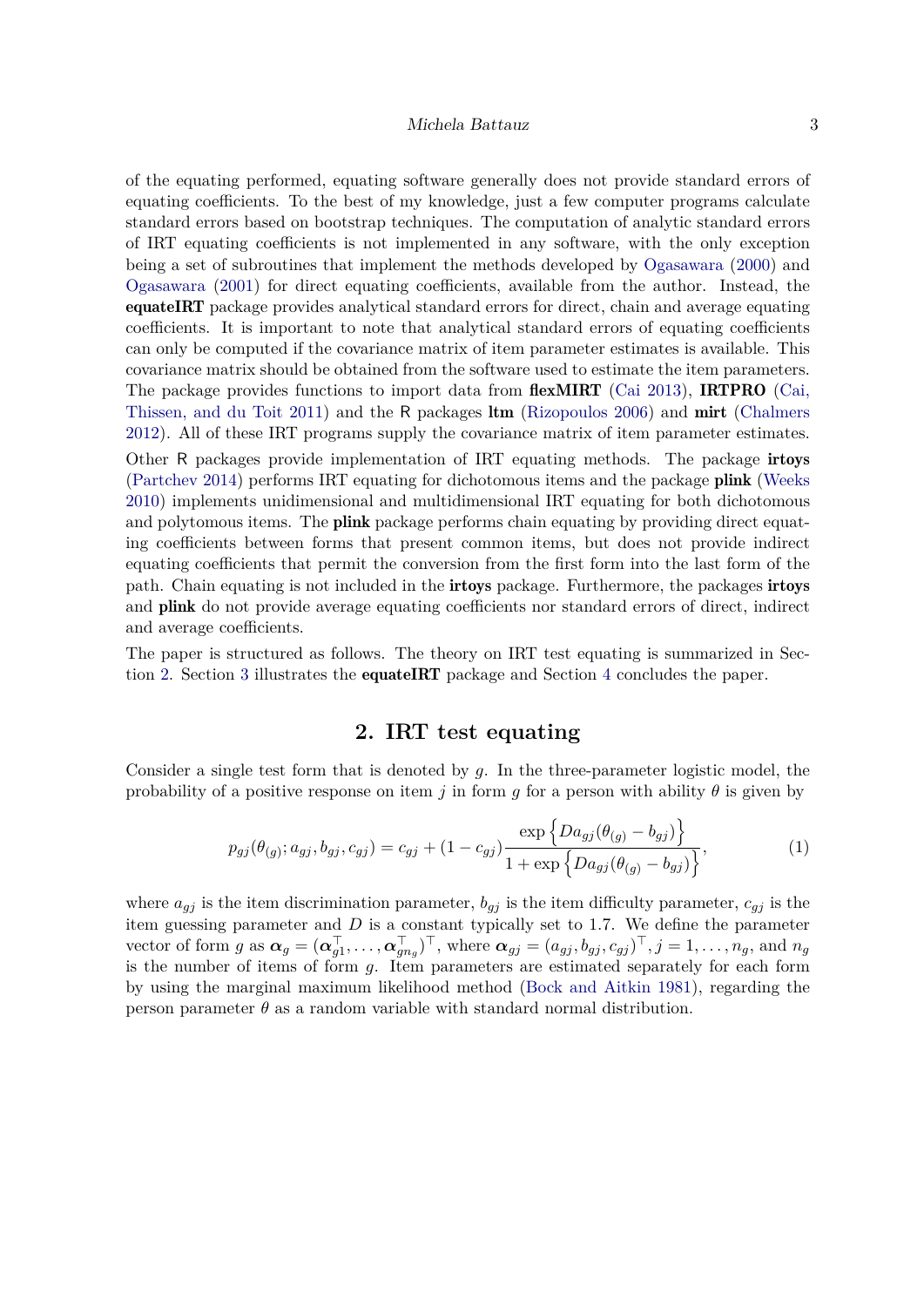of the equating performed, equating software generally does not provide standard errors of equating coefficients. To the best of my knowledge, just a few computer programs calculate standard errors based on bootstrap techniques. The computation of analytic standard errors of IRT equating coefficients is not implemented in any software, with the only exception being a set of subroutines that implement the methods developed by Ogasawara (2000) and Ogasawara (2001) for direct equating coefficients, available from the author. Instead, the **equateIRT** package provides analytical standard errors for direct, chain and average equating coefficients. It is important to note that analytical standard errors of equating coefficients can only be computed if the covariance matrix of item parameter estimates is available. This covariance matrix should be obtained from the software used to estimate the item parameters. The package provides functions to import data from **flexMIRT** (Cai 2013), **IRTPRO** (Cai, Thissen, and du Toit 2011) and the R packages **ltm** (Rizopoulos 2006) and **mirt** (Chalmers 2012). All of these IRT programs supply the covariance matrix of item parameter estimates.

Other R packages provide implementation of IRT equating methods. The package **irtoys** (Partchev 2014) performs IRT equating for dichotomous items and the package **plink** (Weeks 2010) implements unidimensional and multidimensional IRT equating for both dichotomous and polytomous items. The **plink** package performs chain equating by providing direct equating coefficients between forms that present common items, but does not provide indirect equating coefficients that permit the conversion from the first form into the last form of the path. Chain equating is not included in the **irtoys** package. Furthermore, the packages **irtoys** and **plink** do not provide average equating coefficients nor standard errors of direct, indirect and average coefficients.

The paper is structured as follows. The theory on IRT test equating is summarized in Section 2. Section 3 illustrates the **equateIRT** package and Section 4 concludes the paper.

## 2. IRT test equating

Consider a single test form that is denoted by $g$. In the three-parameter logistic model, the probability of a positive response on item $j$ in form $g$ for a person with ability $\theta$ is given by

$$p_{gj}(\theta_{(g)}; a_{gj}, b_{gj}, c_{gj}) = c_{gj} + (1 - c_{gj}) \frac{\exp\left\{ D a_{gj}(\theta_{(g)} - b_{gj}) \right\}}{1 + \exp\left\{ D a_{gj}(\theta_{(g)} - b_{gj}) \right\}}, \tag{1}$$

where $a_{gj}$ is the item discrimination parameter, $b_{gj}$ is the item difficulty parameter, $c_{gj}$ is the item guessing parameter and $D$ is a constant typically set to 1.7. We define the parameter vector of form $g$ as $\boldsymbol{\alpha}_g = (\boldsymbol{\alpha}_{g1}^\top, \ldots, \boldsymbol{\alpha}_{gn_g}^\top)^\top$, where $\boldsymbol{\alpha}_{gj} = (a_{gj}, b_{gj}, c_{gj})^\top, j = 1, \ldots, n_g$, and $n_g$ is the number of items of form $g$. Item parameters are estimated separately for each form by using the marginal maximum likelihood method (Bock and Aitkin 1981), regarding the person parameter $\theta$ as a random variable with standard normal distribution.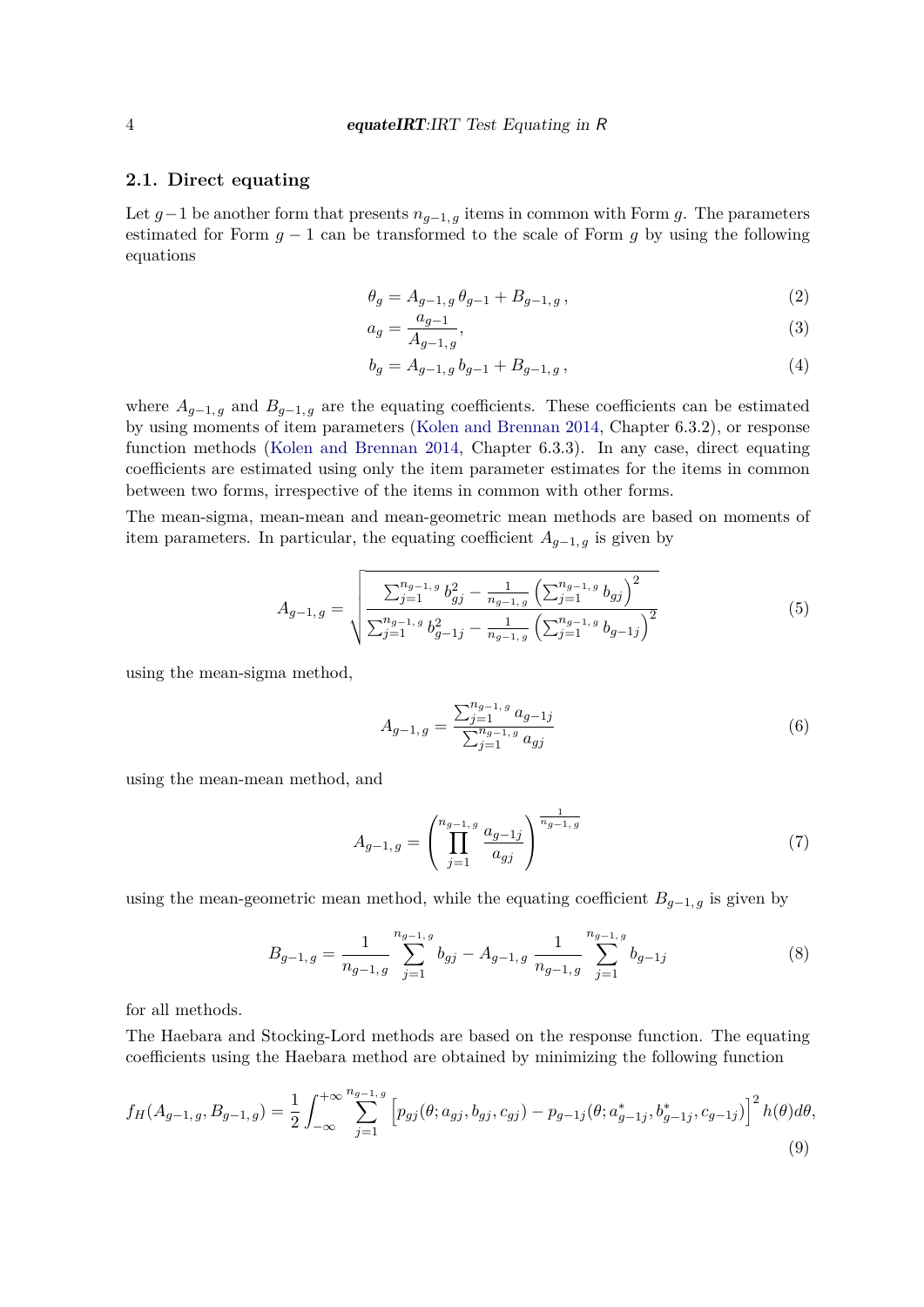### 2.1. Direct equating

Let $g-1$ be another form that presents $n_{g-1,\,g}$ items in common with Form $g$. The parameters estimated for Form $g-1$ can be transformed to the scale of Form $g$ by using the following equations

$$\theta_g = A_{g-1,\,g}\,\theta_{g-1} + B_{g-1,\,g}\,, \tag{2}$$

$$a_g = \frac{a_{g-1}}{A_{g-1,\,g}}, \tag{3}$$

$$b_g = A_{g-1,\,g}\,b_{g-1} + B_{g-1,\,g}\,, \tag{4}$$

where $A_{g-1,\,g}$ and $B_{g-1,\,g}$ are the equating coefficients. These coefficients can be estimated by using moments of item parameters (Kolen and Brennan 2014, Chapter 6.3.2), or response function methods (Kolen and Brennan 2014, Chapter 6.3.3). In any case, direct equating coefficients are estimated using only the item parameter estimates for the items in common between two forms, irrespective of the items in common with other forms.

The mean-sigma, mean-mean and mean-geometric mean methods are based on moments of item parameters. In particular, the equating coefficient $A_{g-1,\,g}$ is given by

$$A_{g-1,\,g} = \sqrt{\frac{\sum_{j=1}^{n_{g-1,\,g}} b_{gj}^2 - \frac{1}{n_{g-1,\,g}}\left(\sum_{j=1}^{n_{g-1,\,g}} b_{gj}\right)^2}{\sum_{j=1}^{n_{g-1,\,g}} b_{g-1j}^2 - \frac{1}{n_{g-1,\,g}}\left(\sum_{j=1}^{n_{g-1,\,g}} b_{g-1j}\right)^2}} \tag{5}$$

using the mean-sigma method,

$$A_{g-1,\,g} = \frac{\sum_{j=1}^{n_{g-1,\,g}} a_{g-1j}}{\sum_{j=1}^{n_{g-1,\,g}} a_{gj}} \tag{6}$$

using the mean-mean method, and

$$A_{g-1,\,g} = \left(\prod_{j=1}^{n_{g-1,\,g}} \frac{a_{g-1j}}{a_{gj}}\right)^{\frac{1}{n_{g-1,\,g}}} \tag{7}$$

using the mean-geometric mean method, while the equating coefficient $B_{g-1,\,g}$ is given by

$$B_{g-1,\,g} = \frac{1}{n_{g-1,\,g}} \sum_{j=1}^{n_{g-1,\,g}} b_{gj} - A_{g-1,\,g}\,\frac{1}{n_{g-1,\,g}} \sum_{j=1}^{n_{g-1,\,g}} b_{g-1j} \tag{8}$$

for all methods.

The Haebara and Stocking-Lord methods are based on the response function. The equating coefficients using the Haebara method are obtained by minimizing the following function

$$f_H(A_{g-1,\,g}, B_{g-1,\,g}) = \frac{1}{2}\int_{-\infty}^{+\infty} \sum_{j=1}^{n_{g-1,\,g}} \left[p_{gj}(\theta; a_{gj}, b_{gj}, c_{gj}) - p_{g-1j}(\theta; a_{g-1j}^*, b_{g-1j}^*, c_{g-1j})\right]^2 h(\theta)d\theta, \tag{9}$$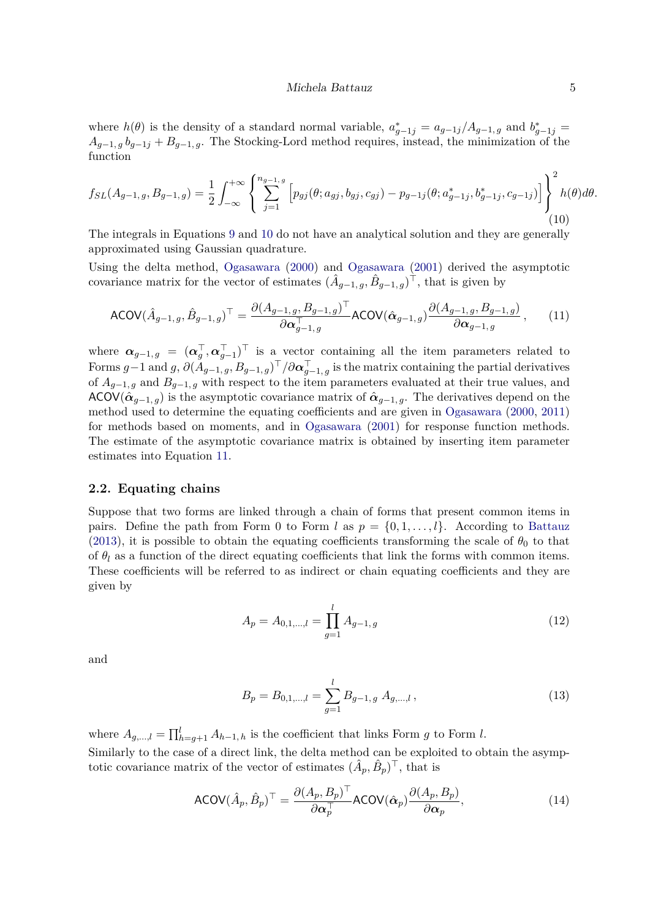where $h(\theta)$ is the density of a standard normal variable, $a^*_{g-1j} = a_{g-1j}/A_{g-1,g}$ and $b^*_{g-1j} = A_{g-1,g}\, b_{g-1j} + B_{g-1,g}$. The Stocking-Lord method requires, instead, the minimization of the function

$$f_{SL}(A_{g-1,g}, B_{g-1,g}) = \frac{1}{2}\int_{-\infty}^{+\infty} \left\{ \sum_{j=1}^{n_{g-1,g}} \left[ p_{gj}(\theta; a_{gj}, b_{gj}, c_{gj}) - p_{g-1j}(\theta; a^*_{g-1j}, b^*_{g-1j}, c_{g-1j}) \right] \right\}^2 h(\theta) d\theta. \tag{10}$$

The integrals in Equations 9 and 10 do not have an analytical solution and they are generally approximated using Gaussian quadrature.

Using the delta method, Ogasawara (2000) and Ogasawara (2001) derived the asymptotic covariance matrix for the vector of estimates $(\hat{A}_{g-1,g}, \hat{B}_{g-1,g})^\top$, that is given by

$$\mathsf{ACOV}(\hat{A}_{g-1,g}, \hat{B}_{g-1,g})^\top = \frac{\partial (A_{g-1,g}, B_{g-1,g})^\top}{\partial \boldsymbol{\alpha}_{g-1,g}^\top} \mathsf{ACOV}(\hat{\boldsymbol{\alpha}}_{g-1,g}) \frac{\partial (A_{g-1,g}, B_{g-1,g})}{\partial \boldsymbol{\alpha}_{g-1,g}}, \tag{11}$$

where $\boldsymbol{\alpha}_{g-1,g} = (\boldsymbol{\alpha}_g^\top, \boldsymbol{\alpha}_{g-1}^\top)^\top$ is a vector containing all the item parameters related to Forms $g-1$ and $g$, $\partial (A_{g-1,g}, B_{g-1,g})^\top / \partial \boldsymbol{\alpha}_{g-1,g}^\top$ is the matrix containing the partial derivatives of $A_{g-1,g}$ and $B_{g-1,g}$ with respect to the item parameters evaluated at their true values, and $\mathsf{ACOV}(\hat{\boldsymbol{\alpha}}_{g-1,g})$ is the asymptotic covariance matrix of $\hat{\boldsymbol{\alpha}}_{g-1,g}$. The derivatives depend on the method used to determine the equating coefficients and are given in Ogasawara (2000, 2011) for methods based on moments, and in Ogasawara (2001) for response function methods. The estimate of the asymptotic covariance matrix is obtained by inserting item parameter estimates into Equation 11.

### 2.2. Equating chains

Suppose that two forms are linked through a chain of forms that present common items in pairs. Define the path from Form 0 to Form $l$ as $p = \{0, 1, \ldots, l\}$. According to Battauz (2013), it is possible to obtain the equating coefficients transforming the scale of $\theta_0$ to that of $\theta_l$ as a function of the direct equating coefficients that link the forms with common items. These coefficients will be referred to as indirect or chain equating coefficients and they are given by

$$A_p = A_{0,1,\ldots,l} = \prod_{g=1}^{l} A_{g-1,g} \tag{12}$$

and

$$B_p = B_{0,1,\ldots,l} = \sum_{g=1}^{l} B_{g-1,g}\; A_{g,\ldots,l}\,, \tag{13}$$

where $A_{g,\ldots,l} = \prod_{h=g+1}^{l} A_{h-1,h}$ is the coefficient that links Form $g$ to Form $l$.

Similarly to the case of a direct link, the delta method can be exploited to obtain the asymptotic covariance matrix of the vector of estimates $(\hat{A}_p, \hat{B}_p)^\top$, that is

$$\mathsf{ACOV}(\hat{A}_p, \hat{B}_p)^\top = \frac{\partial (A_p, B_p)^\top}{\partial \boldsymbol{\alpha}_p^\top} \mathsf{ACOV}(\hat{\boldsymbol{\alpha}}_p) \frac{\partial (A_p, B_p)}{\partial \boldsymbol{\alpha}_p}, \tag{14}$$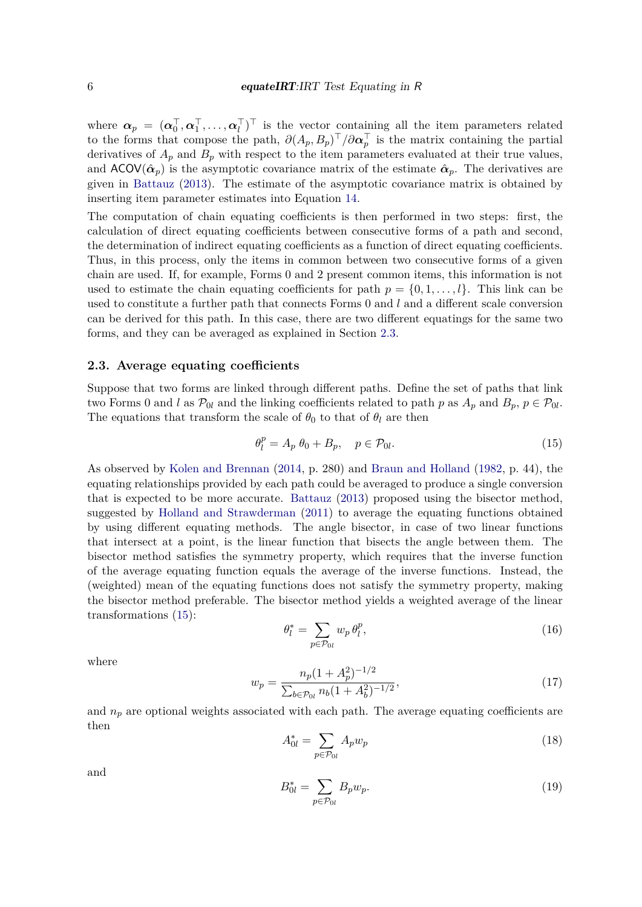where $\boldsymbol{\alpha}_p = (\boldsymbol{\alpha}_0^\top, \boldsymbol{\alpha}_1^\top, \ldots, \boldsymbol{\alpha}_l^\top)^\top$ is the vector containing all the item parameters related to the forms that compose the path, $\partial(A_p, B_p)^\top / \partial \boldsymbol{\alpha}_p^\top$ is the matrix containing the partial derivatives of $A_p$ and $B_p$ with respect to the item parameters evaluated at their true values, and $\mathsf{ACOV}(\hat{\boldsymbol{\alpha}}_p)$ is the asymptotic covariance matrix of the estimate $\hat{\boldsymbol{\alpha}}_p$. The derivatives are given in Battauz (2013). The estimate of the asymptotic covariance matrix is obtained by inserting item parameter estimates into Equation 14.

The computation of chain equating coefficients is then performed in two steps: first, the calculation of direct equating coefficients between consecutive forms of a path and second, the determination of indirect equating coefficients as a function of direct equating coefficients. Thus, in this process, only the items in common between two consecutive forms of a given chain are used. If, for example, Forms 0 and 2 present common items, this information is not used to estimate the chain equating coefficients for path $p = \{0, 1, \ldots, l\}$. This link can be used to constitute a further path that connects Forms 0 and $l$ and a different scale conversion can be derived for this path. In this case, there are two different equatings for the same two forms, and they can be averaged as explained in Section 2.3.

### 2.3. Average equating coefficients

Suppose that two forms are linked through different paths. Define the set of paths that link two Forms 0 and $l$ as $\mathcal{P}_{0l}$ and the linking coefficients related to path $p$ as $A_p$ and $B_p$, $p \in \mathcal{P}_{0l}$. The equations that transform the scale of $\theta_0$ to that of $\theta_l$ are then

$$\theta_l^p = A_p\, \theta_0 + B_p, \quad p \in \mathcal{P}_{0l}. \tag{15}$$

As observed by Kolen and Brennan (2014, p. 280) and Braun and Holland (1982, p. 44), the equating relationships provided by each path could be averaged to produce a single conversion that is expected to be more accurate. Battauz (2013) proposed using the bisector method, suggested by Holland and Strawderman (2011) to average the equating functions obtained by using different equating methods. The angle bisector, in case of two linear functions that intersect at a point, is the linear function that bisects the angle between them. The bisector method satisfies the symmetry property, which requires that the inverse function of the average equating function equals the average of the inverse functions. Instead, the (weighted) mean of the equating functions does not satisfy the symmetry property, making the bisector method preferable. The bisector method yields a weighted average of the linear transformations (15):

$$\theta_l^* = \sum_{p \in \mathcal{P}_{0l}} w_p\, \theta_l^p, \tag{16}$$

where

$$w_p = \frac{n_p (1 + A_p^2)^{-1/2}}{\sum_{b \in \mathcal{P}_{0l}} n_b (1 + A_b^2)^{-1/2}}, \tag{17}$$

and $n_p$ are optional weights associated with each path. The average equating coefficients are then

$$A_{0l}^* = \sum_{p \in \mathcal{P}_{0l}} A_p w_p \tag{18}$$

and

$$B_{0l}^* = \sum_{p \in \mathcal{P}_{0l}} B_p w_p. \tag{19}$$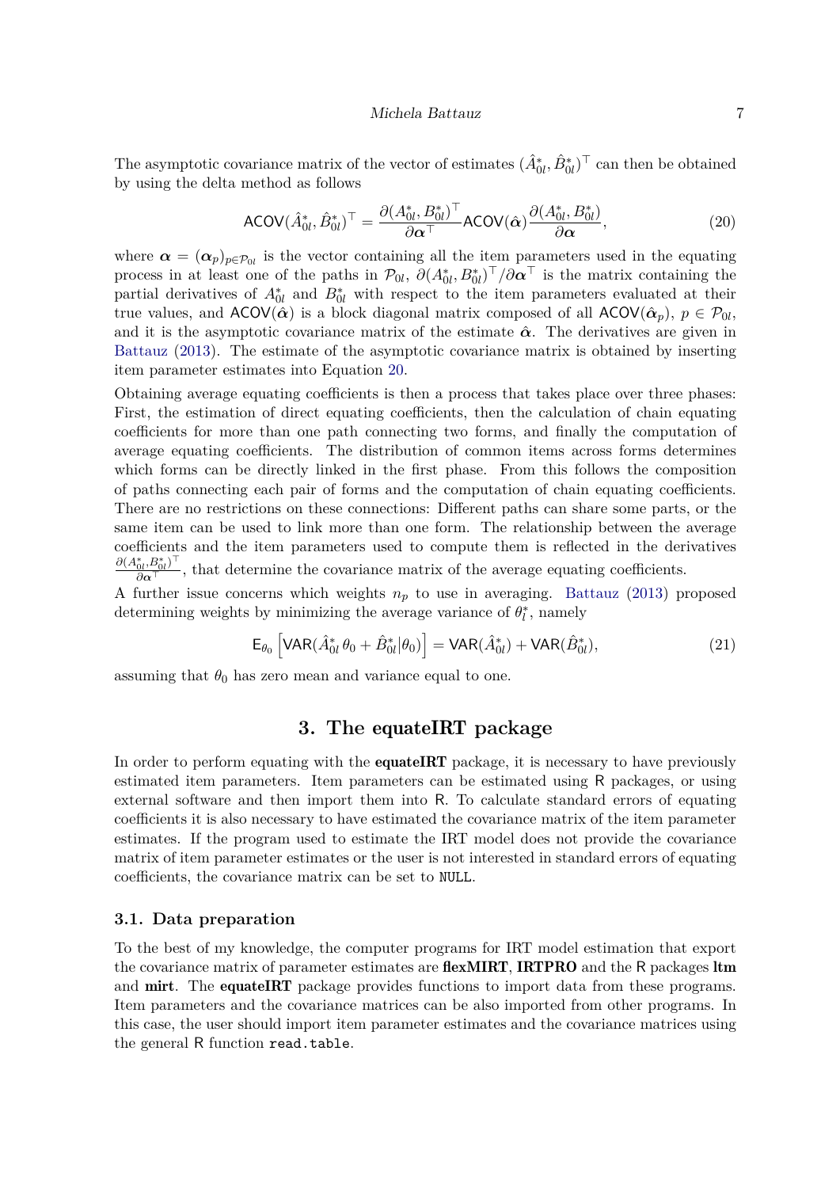The asymptotic covariance matrix of the vector of estimates $(\hat{A}^*_{0l}, \hat{B}^*_{0l})^\top$ can then be obtained by using the delta method as follows

$$\mathsf{ACOV}(\hat{A}^*_{0l}, \hat{B}^*_{0l})^\top = \frac{\partial (A^*_{0l}, B^*_{0l})^\top}{\partial \boldsymbol{\alpha}^\top} \mathsf{ACOV}(\hat{\boldsymbol{\alpha}}) \frac{\partial (A^*_{0l}, B^*_{0l})}{\partial \boldsymbol{\alpha}}, \tag{20}$$

where $\boldsymbol{\alpha} = (\boldsymbol{\alpha}_p)_{p \in \mathcal{P}_{0l}}$ is the vector containing all the item parameters used in the equating process in at least one of the paths in $\mathcal{P}_{0l}$, $\partial (A^*_{0l}, B^*_{0l})^\top / \partial \boldsymbol{\alpha}^\top$ is the matrix containing the partial derivatives of $A^*_{0l}$ and $B^*_{0l}$ with respect to the item parameters evaluated at their true values, and $\mathsf{ACOV}(\hat{\boldsymbol{\alpha}})$ is a block diagonal matrix composed of all $\mathsf{ACOV}(\hat{\boldsymbol{\alpha}}_p)$, $p \in \mathcal{P}_{0l}$, and it is the asymptotic covariance matrix of the estimate $\hat{\boldsymbol{\alpha}}$. The derivatives are given in Battauz (2013). The estimate of the asymptotic covariance matrix is obtained by inserting item parameter estimates into Equation 20.

Obtaining average equating coefficients is then a process that takes place over three phases: First, the estimation of direct equating coefficients, then the calculation of chain equating coefficients for more than one path connecting two forms, and finally the computation of average equating coefficients. The distribution of common items across forms determines which forms can be directly linked in the first phase. From this follows the composition of paths connecting each pair of forms and the computation of chain equating coefficients. There are no restrictions on these connections: Different paths can share some parts, or the same item can be used to link more than one form. The relationship between the average coefficients and the item parameters used to compute them is reflected in the derivatives $\frac{\partial (A^*_{0l}, B^*_{0l})^\top}{\partial \boldsymbol{\alpha}^\top}$, that determine the covariance matrix of the average equating coefficients.

A further issue concerns which weights $n_p$ to use in averaging. Battauz (2013) proposed determining weights by minimizing the average variance of $\theta^*_l$, namely

$$\mathsf{E}_{\theta_0} \left[ \mathsf{VAR}(\hat{A}^*_{0l}\, \theta_0 + \hat{B}^*_{0l} | \theta_0) \right] = \mathsf{VAR}(\hat{A}^*_{0l}) + \mathsf{VAR}(\hat{B}^*_{0l}), \tag{21}$$

assuming that $\theta_0$ has zero mean and variance equal to one.

## 3. The equateIRT package

In order to perform equating with the **equateIRT** package, it is necessary to have previously estimated item parameters. Item parameters can be estimated using R packages, or using external software and then import them into R. To calculate standard errors of equating coefficients it is also necessary to have estimated the covariance matrix of the item parameter estimates. If the program used to estimate the IRT model does not provide the covariance matrix of item parameter estimates or the user is not interested in standard errors of equating coefficients, the covariance matrix can be set to `NULL`.

### 3.1. Data preparation

To the best of my knowledge, the computer programs for IRT model estimation that export the covariance matrix of parameter estimates are **flexMIRT**, **IRTPRO** and the R packages **ltm** and **mirt**. The **equateIRT** package provides functions to import data from these programs. Item parameters and the covariance matrices can be also imported from other programs. In this case, the user should import item parameter estimates and the covariance matrices using the general R function `read.table`.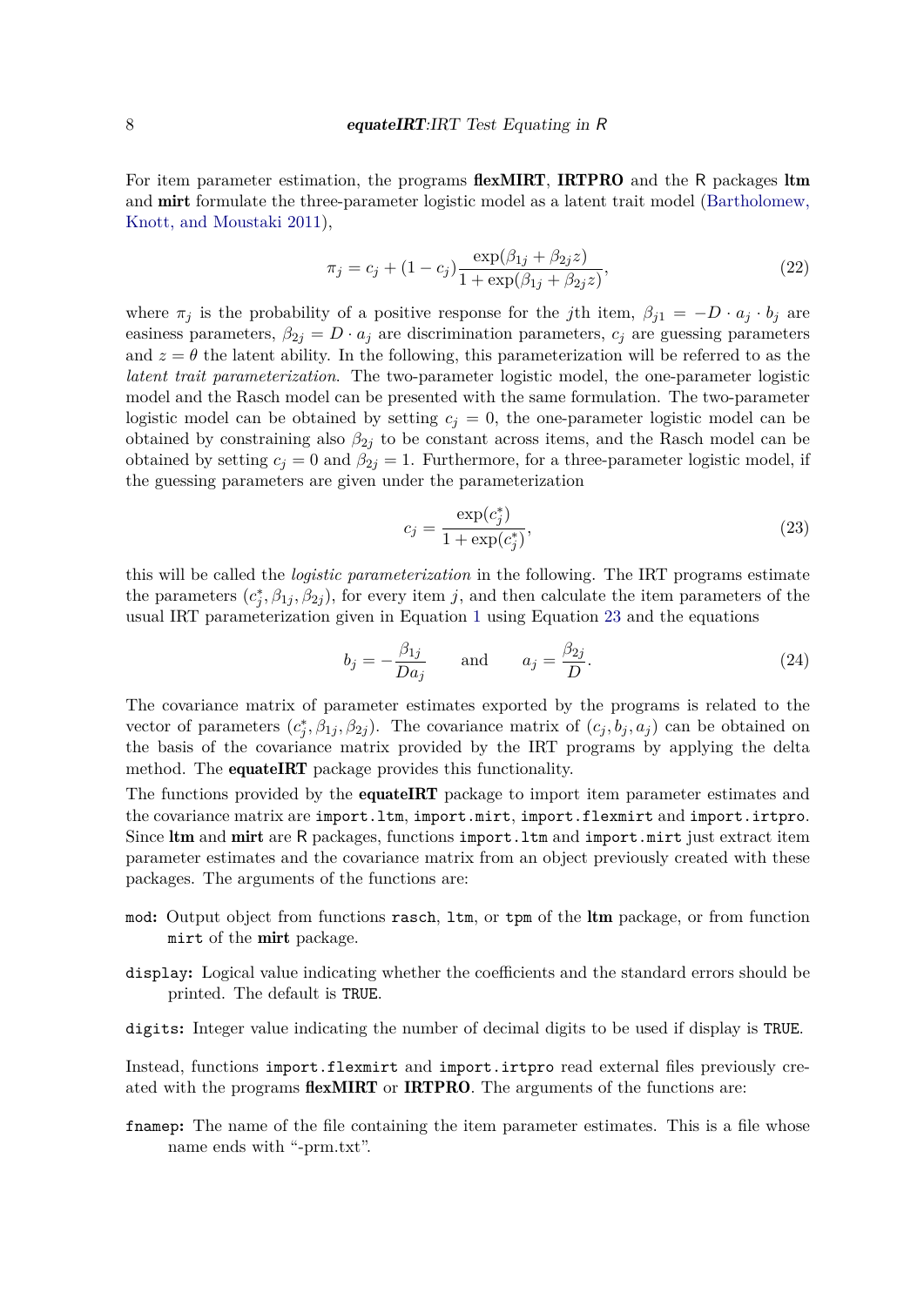For item parameter estimation, the programs **flexMIRT**, **IRTPRO** and the R packages **ltm** and **mirt** formulate the three-parameter logistic model as a latent trait model (Bartholomew, Knott, and Moustaki 2011),

$$\pi_j = c_j + (1 - c_j)\frac{\exp(\beta_{1j} + \beta_{2j} z)}{1 + \exp(\beta_{1j} + \beta_{2j} z)}, \tag{22}$$

where $\pi_j$ is the probability of a positive response for the $j$th item, $\beta_{j1} = -D \cdot a_j \cdot b_j$ are easiness parameters, $\beta_{2j} = D \cdot a_j$ are discrimination parameters, $c_j$ are guessing parameters and $z = \theta$ the latent ability. In the following, this parameterization will be referred to as the *latent trait parameterization*. The two-parameter logistic model, the one-parameter logistic model and the Rasch model can be presented with the same formulation. The two-parameter logistic model can be obtained by setting $c_j = 0$, the one-parameter logistic model can be obtained by constraining also $\beta_{2j}$ to be constant across items, and the Rasch model can be obtained by setting $c_j = 0$ and $\beta_{2j} = 1$. Furthermore, for a three-parameter logistic model, if the guessing parameters are given under the parameterization

$$c_j = \frac{\exp(c_j^*)}{1 + \exp(c_j^*)}, \tag{23}$$

this will be called the *logistic parameterization* in the following. The IRT programs estimate the parameters $(c_j^*, \beta_{1j}, \beta_{2j})$, for every item $j$, and then calculate the item parameters of the usual IRT parameterization given in Equation 1 using Equation 23 and the equations

$$b_j = -\frac{\beta_{1j}}{D a_j} \qquad \text{and} \qquad a_j = \frac{\beta_{2j}}{D}. \tag{24}$$

The covariance matrix of parameter estimates exported by the programs is related to the vector of parameters $(c_j^*, \beta_{1j}, \beta_{2j})$. The covariance matrix of $(c_j, b_j, a_j)$ can be obtained on the basis of the covariance matrix provided by the IRT programs by applying the delta method. The **equateIRT** package provides this functionality.

The functions provided by the **equateIRT** package to import item parameter estimates and the covariance matrix are `import.ltm`, `import.mirt`, `import.flexmirt` and `import.irtpro`. Since **ltm** and **mirt** are R packages, functions `import.ltm` and `import.mirt` just extract item parameter estimates and the covariance matrix from an object previously created with these packages. The arguments of the functions are:

- `mod`: Output object from functions `rasch`, `ltm`, or `tpm` of the **ltm** package, or from function `mirt` of the **mirt** package.
- `display`: Logical value indicating whether the coefficients and the standard errors should be printed. The default is `TRUE`.
- `digits`: Integer value indicating the number of decimal digits to be used if display is `TRUE`.

Instead, functions `import.flexmirt` and `import.irtpro` read external files previously created with the programs **flexMIRT** or **IRTPRO**. The arguments of the functions are:

- `fnamep`: The name of the file containing the item parameter estimates. This is a file whose name ends with "-prm.txt".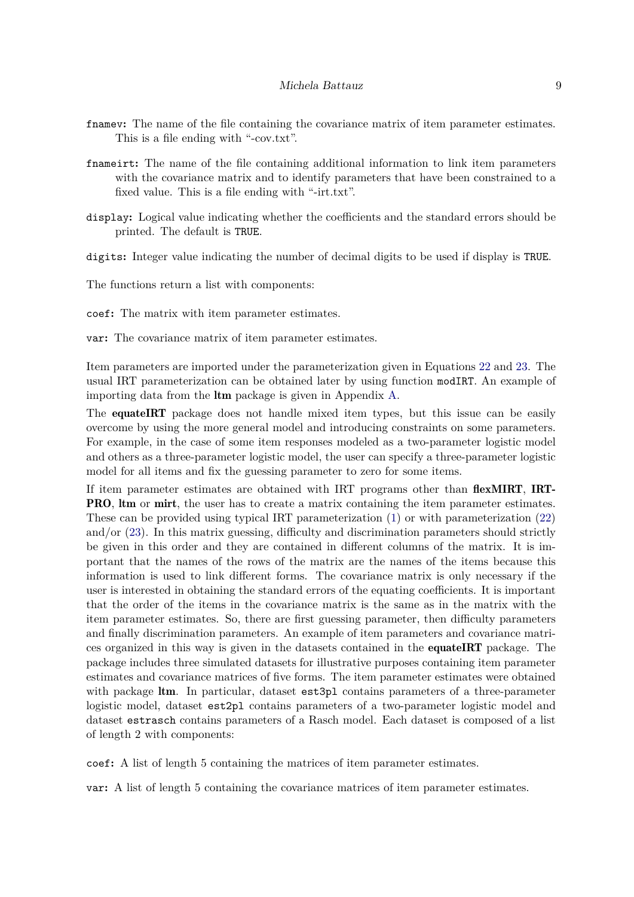`fnamev`: The name of the file containing the covariance matrix of item parameter estimates. This is a file ending with "-cov.txt".

`fnameirt`: The name of the file containing additional information to link item parameters with the covariance matrix and to identify parameters that have been constrained to a fixed value. This is a file ending with "-irt.txt".

`display`: Logical value indicating whether the coefficients and the standard errors should be printed. The default is `TRUE`.

`digits`: Integer value indicating the number of decimal digits to be used if display is `TRUE`.

The functions return a list with components:

`coef`: The matrix with item parameter estimates.

`var`: The covariance matrix of item parameter estimates.

Item parameters are imported under the parameterization given in Equations 22 and 23. The usual IRT parameterization can be obtained later by using function `modIRT`. An example of importing data from the **ltm** package is given in Appendix A.

The **equateIRT** package does not handle mixed item types, but this issue can be easily overcome by using the more general model and introducing constraints on some parameters. For example, in the case of some item responses modeled as a two-parameter logistic model and others as a three-parameter logistic model, the user can specify a three-parameter logistic model for all items and fix the guessing parameter to zero for some items.

If item parameter estimates are obtained with IRT programs other than **flexMIRT**, **IRTPRO**, **ltm** or **mirt**, the user has to create a matrix containing the item parameter estimates. These can be provided using typical IRT parameterization (1) or with parameterization (22) and/or (23). In this matrix guessing, difficulty and discrimination parameters should strictly be given in this order and they are contained in different columns of the matrix. It is important that the names of the rows of the matrix are the names of the items because this information is used to link different forms. The covariance matrix is only necessary if the user is interested in obtaining the standard errors of the equating coefficients. It is important that the order of the items in the covariance matrix is the same as in the matrix with the item parameter estimates. So, there are first guessing parameter, then difficulty parameters and finally discrimination parameters. An example of item parameters and covariance matrices organized in this way is given in the datasets contained in the **equateIRT** package. The package includes three simulated datasets for illustrative purposes containing item parameter estimates and covariance matrices of five forms. The item parameter estimates were obtained with package **ltm**. In particular, dataset `est3pl` contains parameters of a three-parameter logistic model, dataset `est2pl` contains parameters of a two-parameter logistic model and dataset `estrasch` contains parameters of a Rasch model. Each dataset is composed of a list of length 2 with components:

`coef`: A list of length 5 containing the matrices of item parameter estimates.

`var`: A list of length 5 containing the covariance matrices of item parameter estimates.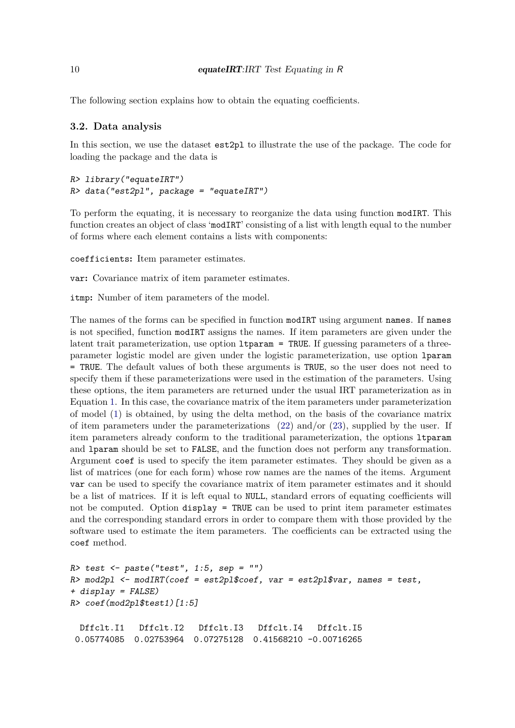The following section explains how to obtain the equating coefficients.

### 3.2. Data analysis

In this section, we use the dataset `est2pl` to illustrate the use of the package. The code for loading the package and the data is

```
R> library("equateIRT")
R> data("est2pl", package = "equateIRT")
```

To perform the equating, it is necessary to reorganize the data using function `modIRT`. This function creates an object of class '`modIRT`' consisting of a list with length equal to the number of forms where each element contains a lists with components:

`coefficients`: Item parameter estimates.

`var`: Covariance matrix of item parameter estimates.

`itmp`: Number of item parameters of the model.

The names of the forms can be specified in function `modIRT` using argument `names`. If `names` is not specified, function `modIRT` assigns the names. If item parameters are given under the latent trait parameterization, use option `ltparam = TRUE`. If guessing parameters of a three-parameter logistic model are given under the logistic parameterization, use option `lparam = TRUE`. The default values of both these arguments is `TRUE`, so the user does not need to specify them if these parameterizations were used in the estimation of the parameters. Using these options, the item parameters are returned under the usual IRT parameterization as in Equation 1. In this case, the covariance matrix of the item parameters under parameterization of model (1) is obtained, by using the delta method, on the basis of the covariance matrix of item parameters under the parameterizations (22) and/or (23), supplied by the user. If item parameters already conform to the traditional parameterization, the options `ltparam` and `lparam` should be set to `FALSE`, and the function does not perform any transformation. Argument `coef` is used to specify the item parameter estimates. They should be given as a list of matrices (one for each form) whose row names are the names of the items. Argument `var` can be used to specify the covariance matrix of item parameter estimates and it should be a list of matrices. If it is left equal to `NULL`, standard errors of equating coefficients will not be computed. Option `display = TRUE` can be used to print item parameter estimates and the corresponding standard errors in order to compare them with those provided by the software used to estimate the item parameters. The coefficients can be extracted using the `coef` method.

```
R> test <- paste("test", 1:5, sep = "")
R> mod2pl <- modIRT(coef = est2pl$coef, var = est2pl$var, names = test,
+ display = FALSE)
R> coef(mod2pl$test1)[1:5]

  Dffclt.I1   Dffclt.I2   Dffclt.I3   Dffclt.I4   Dffclt.I5 
 0.05774085  0.02753964  0.07275128  0.41568210 -0.00716265
```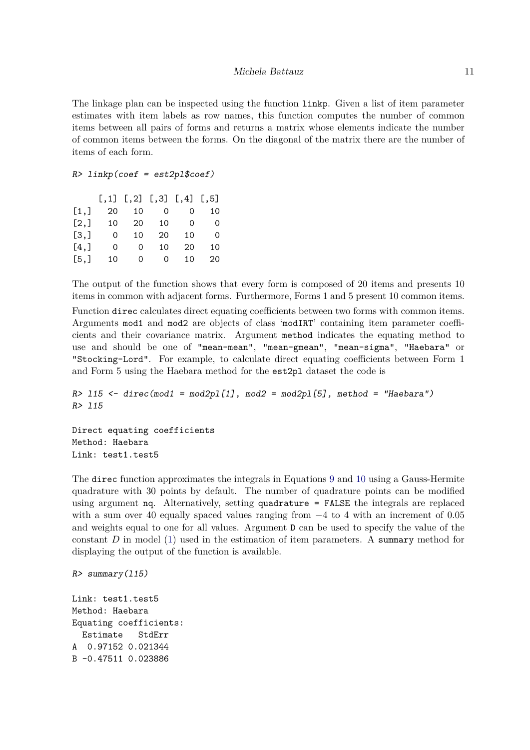The linkage plan can be inspected using the function `linkp`. Given a list of item parameter estimates with item labels as row names, this function computes the number of common items between all pairs of forms and returns a matrix whose elements indicate the number of common items between the forms. On the diagonal of the matrix there are the number of items of each form.

```
R> linkp(coef = est2pl$coef)

     [,1] [,2] [,3] [,4] [,5]
[1,]   20   10    0    0   10
[2,]   10   20   10    0    0
[3,]    0   10   20   10    0
[4,]    0    0   10   20   10
[5,]   10    0    0   10   20
```

The output of the function shows that every form is composed of 20 items and presents 10 items in common with adjacent forms. Furthermore, Forms 1 and 5 present 10 common items.

Function `direc` calculates direct equating coefficients between two forms with common items. Arguments `mod1` and `mod2` are objects of class '`modIRT`' containing item parameter coefficients and their covariance matrix. Argument `method` indicates the equating method to use and should be one of `"mean-mean"`, `"mean-gmean"`, `"mean-sigma"`, `"Haebara"` or `"Stocking-Lord"`. For example, to calculate direct equating coefficients between Form 1 and Form 5 using the Haebara method for the `est2pl` dataset the code is

```
R> l15 <- direc(mod1 = mod2pl[1], mod2 = mod2pl[5], method = "Haebara")
R> l15

Direct equating coefficients
Method: Haebara
Link: test1.test5
```

The `direc` function approximates the integrals in Equations 9 and 10 using a Gauss-Hermite quadrature with 30 points by default. The number of quadrature points can be modified using argument `nq`. Alternatively, setting `quadrature = FALSE` the integrals are replaced with a sum over 40 equally spaced values ranging from $-4$ to 4 with an increment of 0.05 and weights equal to one for all values. Argument `D` can be used to specify the value of the constant $D$ in model (1) used in the estimation of item parameters. A `summary` method for displaying the output of the function is available.

```
R> summary(l15)

Link: test1.test5
Method: Haebara
Equating coefficients:
  Estimate   StdErr
A  0.97152 0.021344
B -0.47511 0.023886
```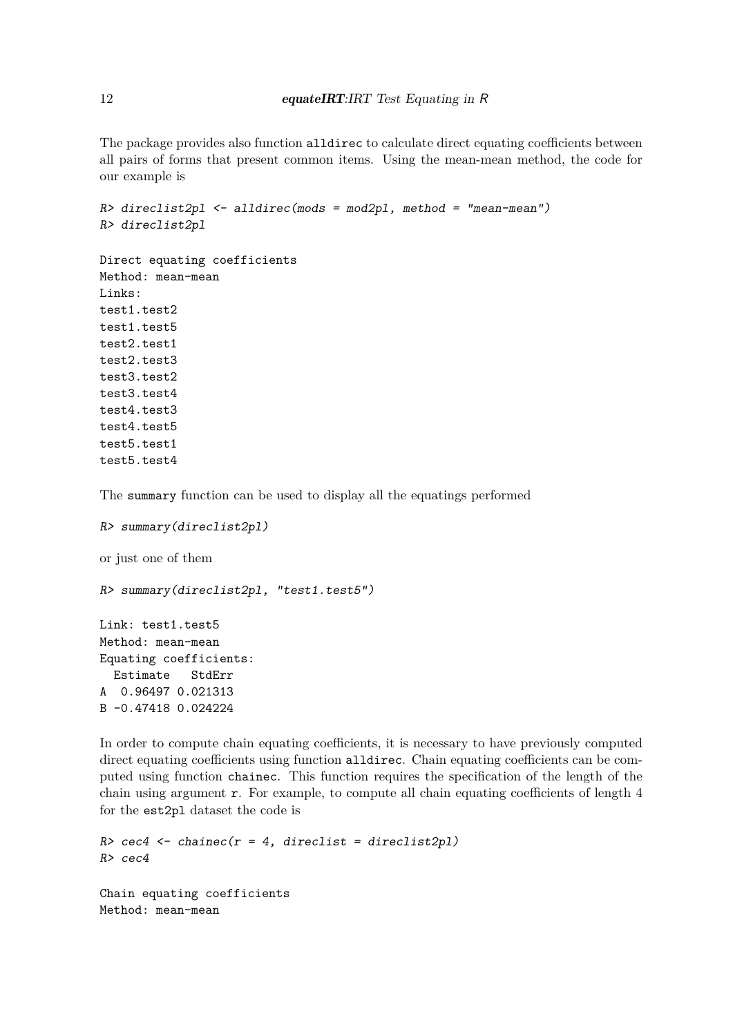The package provides also function `alldirec` to calculate direct equating coefficients between all pairs of forms that present common items. Using the mean-mean method, the code for our example is

```
R> direclist2pl <- alldirec(mods = mod2pl, method = "mean-mean")
R> direclist2pl
```

```
Direct equating coefficients
Method: mean-mean
Links:
test1.test2
test1.test5
test2.test1
test2.test3
test3.test2
test3.test4
test4.test3
test4.test5
test5.test1
test5.test4
```

The `summary` function can be used to display all the equatings performed

```
R> summary(direclist2pl)
```

or just one of them

```
R> summary(direclist2pl, "test1.test5")
```

```
Link: test1.test5
Method: mean-mean
Equating coefficients:
  Estimate   StdErr
A  0.96497 0.021313
B -0.47418 0.024224
```

In order to compute chain equating coefficients, it is necessary to have previously computed direct equating coefficients using function `alldirec`. Chain equating coefficients can be computed using function `chainec`. This function requires the specification of the length of the chain using argument `r`. For example, to compute all chain equating coefficients of length 4 for the `est2pl` dataset the code is

```
R> cec4 <- chainec(r = 4, direclist = direclist2pl)
R> cec4
```

```
Chain equating coefficients
Method: mean-mean
```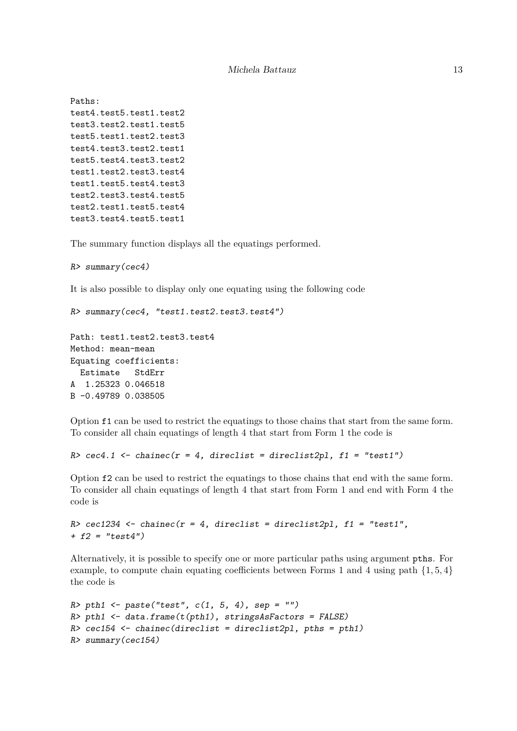```
Paths:
test4.test5.test1.test2
test3.test2.test1.test5
test5.test1.test2.test3
test4.test3.test2.test1
test5.test4.test3.test2
test1.test2.test3.test4
test1.test5.test4.test3
test2.test3.test4.test5
test2.test1.test5.test4
test3.test4.test5.test1
```

The summary function displays all the equatings performed.

```
R> summary(cec4)
```

It is also possible to display only one equating using the following code

```
R> summary(cec4, "test1.test2.test3.test4")

Path: test1.test2.test3.test4
Method: mean-mean
Equating coefficients:
  Estimate   StdErr
A  1.25323 0.046518
B -0.49789 0.038505
```

Option `f1` can be used to restrict the equatings to those chains that start from the same form. To consider all chain equatings of length 4 that start from Form 1 the code is

```
R> cec4.1 <- chainec(r = 4, direclist = direclist2pl, f1 = "test1")
```

Option `f2` can be used to restrict the equatings to those chains that end with the same form. To consider all chain equatings of length 4 that start from Form 1 and end with Form 4 the code is

```
R> cec1234 <- chainec(r = 4, direclist = direclist2pl, f1 = "test1",
+ f2 = "test4")
```

Alternatively, it is possible to specify one or more particular paths using argument `pths`. For example, to compute chain equating coefficients between Forms 1 and 4 using path $\{1, 5, 4\}$ the code is

```
R> pth1 <- paste("test", c(1, 5, 4), sep = "")
R> pth1 <- data.frame(t(pth1), stringsAsFactors = FALSE)
R> cec154 <- chainec(direclist = direclist2pl, pths = pth1)
R> summary(cec154)
```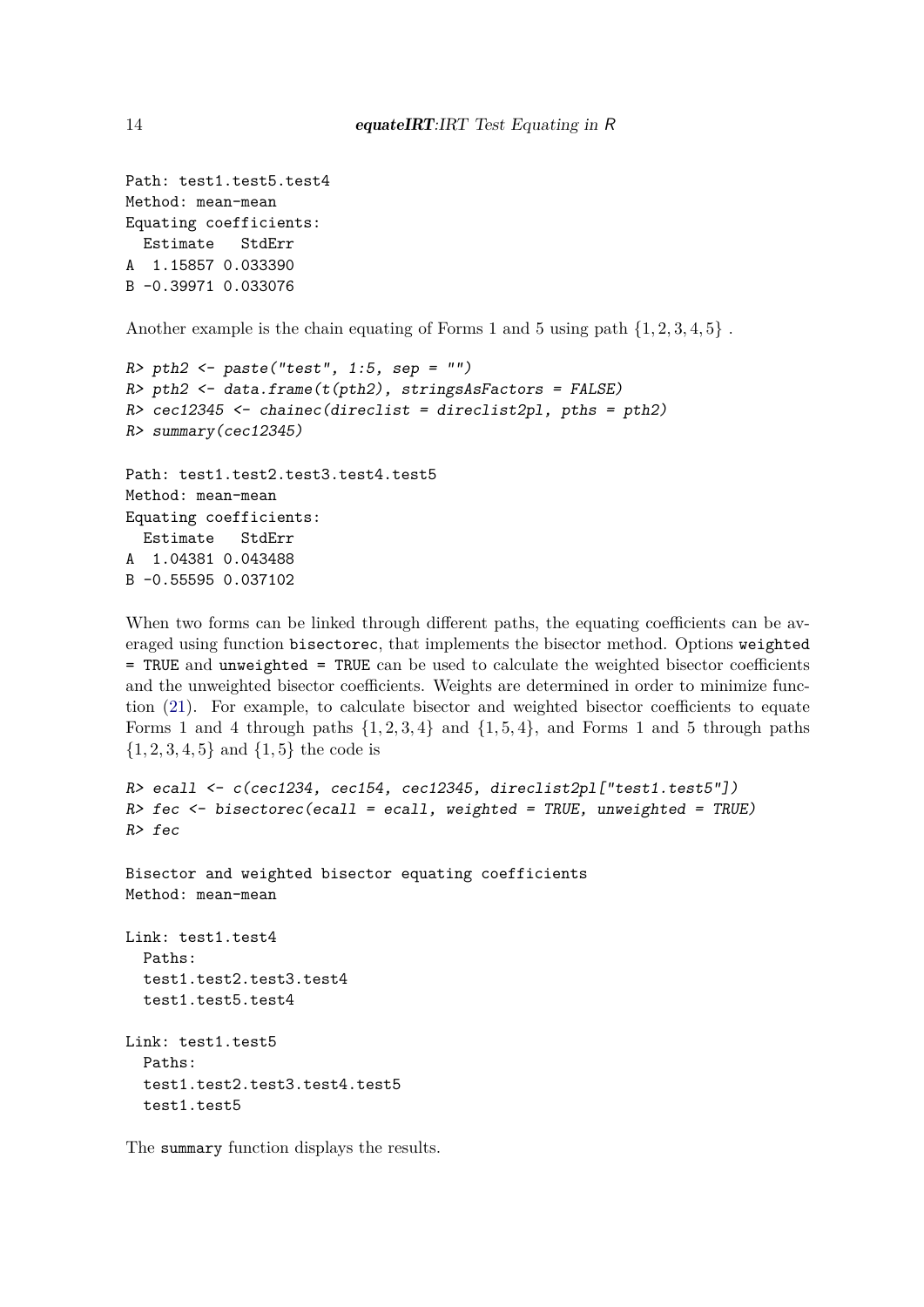```
Path: test1.test5.test4
Method: mean-mean
Equating coefficients:
  Estimate   StdErr
A  1.15857 0.033390
B -0.39971 0.033076
```

Another example is the chain equating of Forms 1 and 5 using path $\{1, 2, 3, 4, 5\}$ .

```
R> pth2 <- paste("test", 1:5, sep = "")
R> pth2 <- data.frame(t(pth2), stringsAsFactors = FALSE)
R> cec12345 <- chainec(direclist = direclist2pl, pths = pth2)
R> summary(cec12345)

Path: test1.test2.test3.test4.test5
Method: mean-mean
Equating coefficients:
  Estimate   StdErr
A  1.04381 0.043488
B -0.55595 0.037102
```

When two forms can be linked through different paths, the equating coefficients can be averaged using function `bisectorec`, that implements the bisector method. Options `weighted = TRUE` and `unweighted = TRUE` can be used to calculate the weighted bisector coefficients and the unweighted bisector coefficients. Weights are determined in order to minimize function (21). For example, to calculate bisector and weighted bisector coefficients to equate Forms 1 and 4 through paths $\{1, 2, 3, 4\}$ and $\{1, 5, 4\}$, and Forms 1 and 5 through paths $\{1, 2, 3, 4, 5\}$ and $\{1, 5\}$ the code is

```
R> ecall <- c(cec1234, cec154, cec12345, direclist2pl["test1.test5"])
R> fec <- bisectorec(ecall = ecall, weighted = TRUE, unweighted = TRUE)
R> fec

Bisector and weighted bisector equating coefficients
Method: mean-mean

Link: test1.test4
  Paths:
  test1.test2.test3.test4
  test1.test5.test4

Link: test1.test5
  Paths:
  test1.test2.test3.test4.test5
  test1.test5
```

The `summary` function displays the results.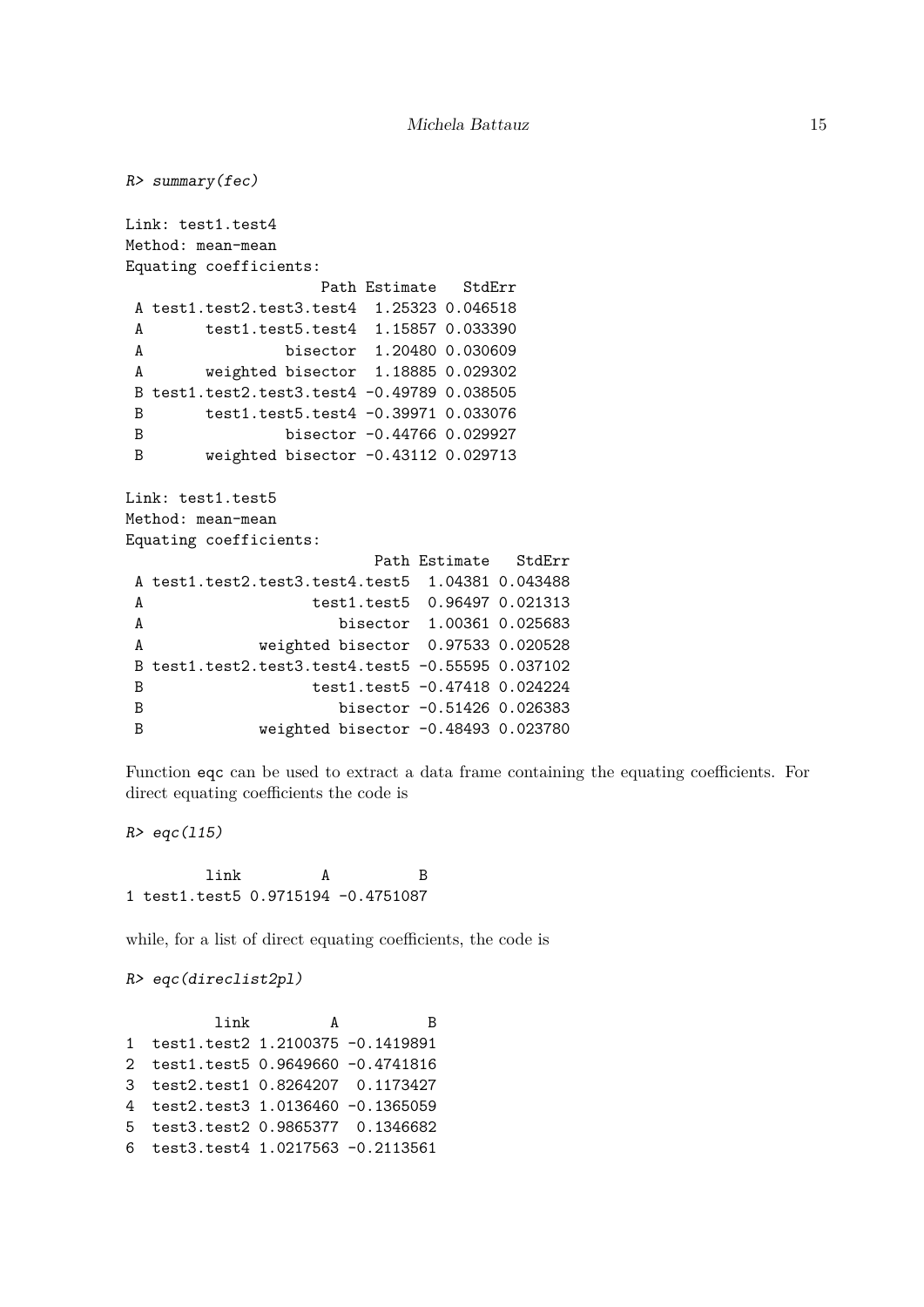```
R> summary(fec)

Link: test1.test4
Method: mean-mean
Equating coefficients:
                     Path Estimate   StdErr
 A test1.test2.test3.test4  1.25323 0.046518
 A       test1.test5.test4  1.15857 0.033390
 A                bisector  1.20480 0.030609
 A       weighted bisector  1.18885 0.029302
 B test1.test2.test3.test4 -0.49789 0.038505
 B       test1.test5.test4 -0.39971 0.033076
 B                bisector -0.44766 0.029927
 B       weighted bisector -0.43112 0.029713

Link: test1.test5
Method: mean-mean
Equating coefficients:
                           Path Estimate   StdErr
 A test1.test2.test3.test4.test5  1.04381 0.043488
 A                  test1.test5  0.96497 0.021313
 A                     bisector  1.00361 0.025683
 A            weighted bisector  0.97533 0.020528
 B test1.test2.test3.test4.test5 -0.55595 0.037102
 B                  test1.test5 -0.47418 0.024224
 B                     bisector -0.51426 0.026383
 B            weighted bisector -0.48493 0.023780
```

Function `eqc` can be used to extract a data frame containing the equating coefficients. For direct equating coefficients the code is

```
R> eqc(l15)

         link         A          B
1 test1.test5 0.9715194 -0.4751087
```

while, for a list of direct equating coefficients, the code is

```
R> eqc(direclist2pl)

         link         A          B
1 test1.test2 1.2100375 -0.1419891
2 test1.test5 0.9649660 -0.4741816
3 test2.test1 0.8264207  0.1173427
4 test2.test3 1.0136460 -0.1365059
5 test3.test2 0.9865377  0.1346682
6 test3.test4 1.0217563 -0.2113561
```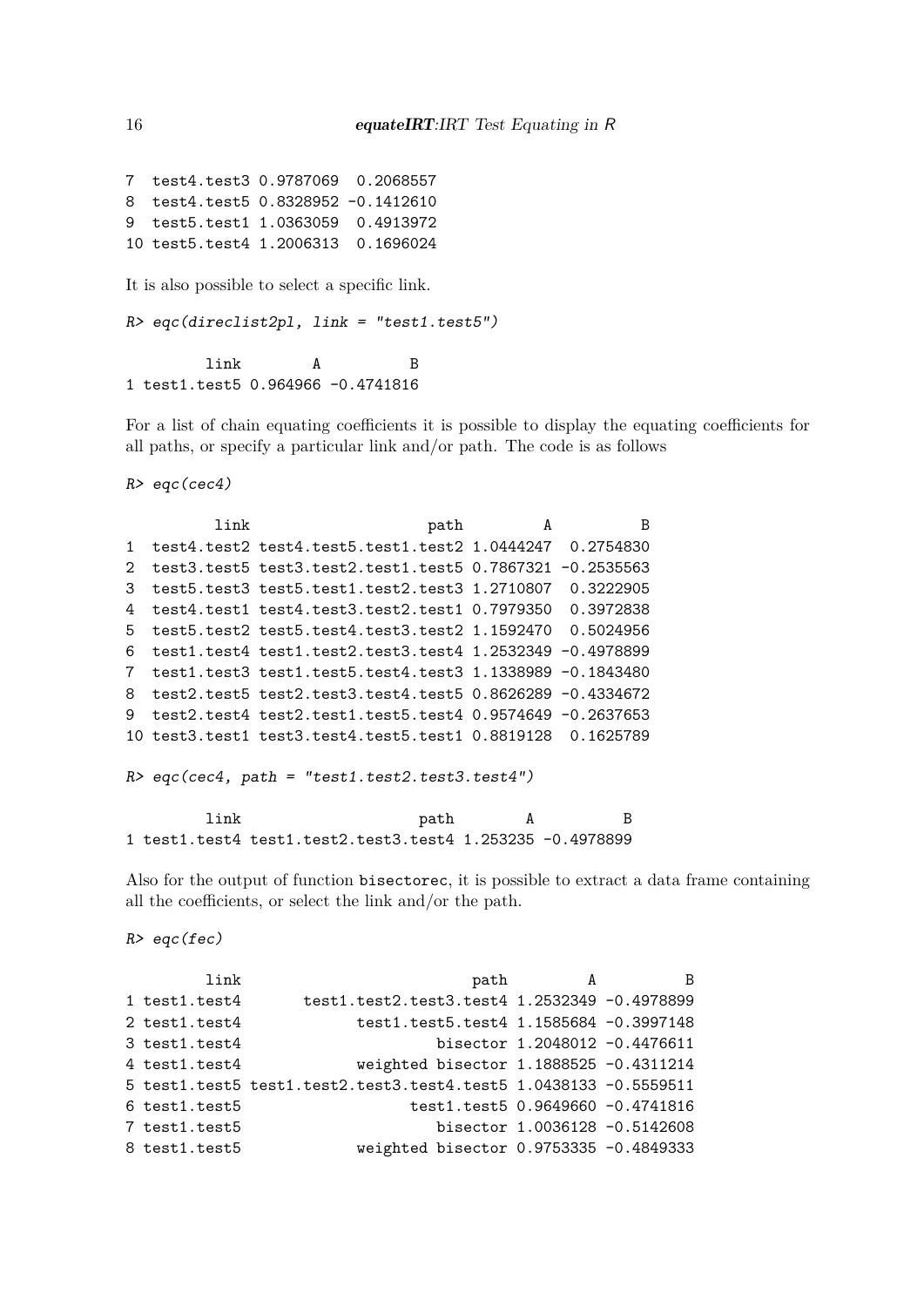```
7  test4.test3 0.9787069  0.2068557
8  test4.test5 0.8328952 -0.1412610
9  test5.test1 1.0363059  0.4913972
10 test5.test4 1.2006313  0.1696024
```

It is also possible to select a specific link.

```
R> eqc(direclist2pl, link = "test1.test5")

        link        A          B
1 test1.test5 0.964966 -0.4741816
```

For a list of chain equating coefficients it is possible to display the equating coefficients for all paths, or specify a particular link and/or path. The code is as follows

```
R> eqc(cec4)

          link                   path         A          B
1  test4.test2 test4.test5.test1.test2 1.0444247  0.2754830
2  test3.test5 test3.test2.test1.test5 0.7867321 -0.2535563
3  test5.test3 test5.test1.test2.test3 1.2710807  0.3222905
4  test4.test1 test4.test3.test2.test1 0.7979350  0.3972838
5  test5.test2 test5.test4.test3.test2 1.1592470  0.5024956
6  test1.test4 test1.test2.test3.test4 1.2532349 -0.4978899
7  test1.test3 test1.test5.test4.test3 1.1338989 -0.1843480
8  test2.test5 test2.test3.test4.test5 0.8626289 -0.4334672
9  test2.test4 test2.test1.test5.test4 0.9574649 -0.2637653
10 test3.test1 test3.test4.test5.test1 0.8819128  0.1625789

R> eqc(cec4, path = "test1.test2.test3.test4")

        link                   path        A          B
1 test1.test4 test1.test2.test3.test4 1.253235 -0.4978899
```

Also for the output of function bisectorec, it is possible to extract a data frame containing all the coefficients, or select the link and/or the path.

```
R> eqc(fec)

        link                         path         A          B
1 test1.test4       test1.test2.test3.test4 1.2532349 -0.4978899
2 test1.test4             test1.test5.test4 1.1585684 -0.3997148
3 test1.test4                      bisector 1.2048012 -0.4476611
4 test1.test4             weighted bisector 1.1888525 -0.4311214
5 test1.test5 test1.test2.test3.test4.test5 1.0438133 -0.5559511
6 test1.test5                   test1.test5 0.9649660 -0.4741816
7 test1.test5                      bisector 1.0036128 -0.5142608
8 test1.test5             weighted bisector 0.9753335 -0.4849333
```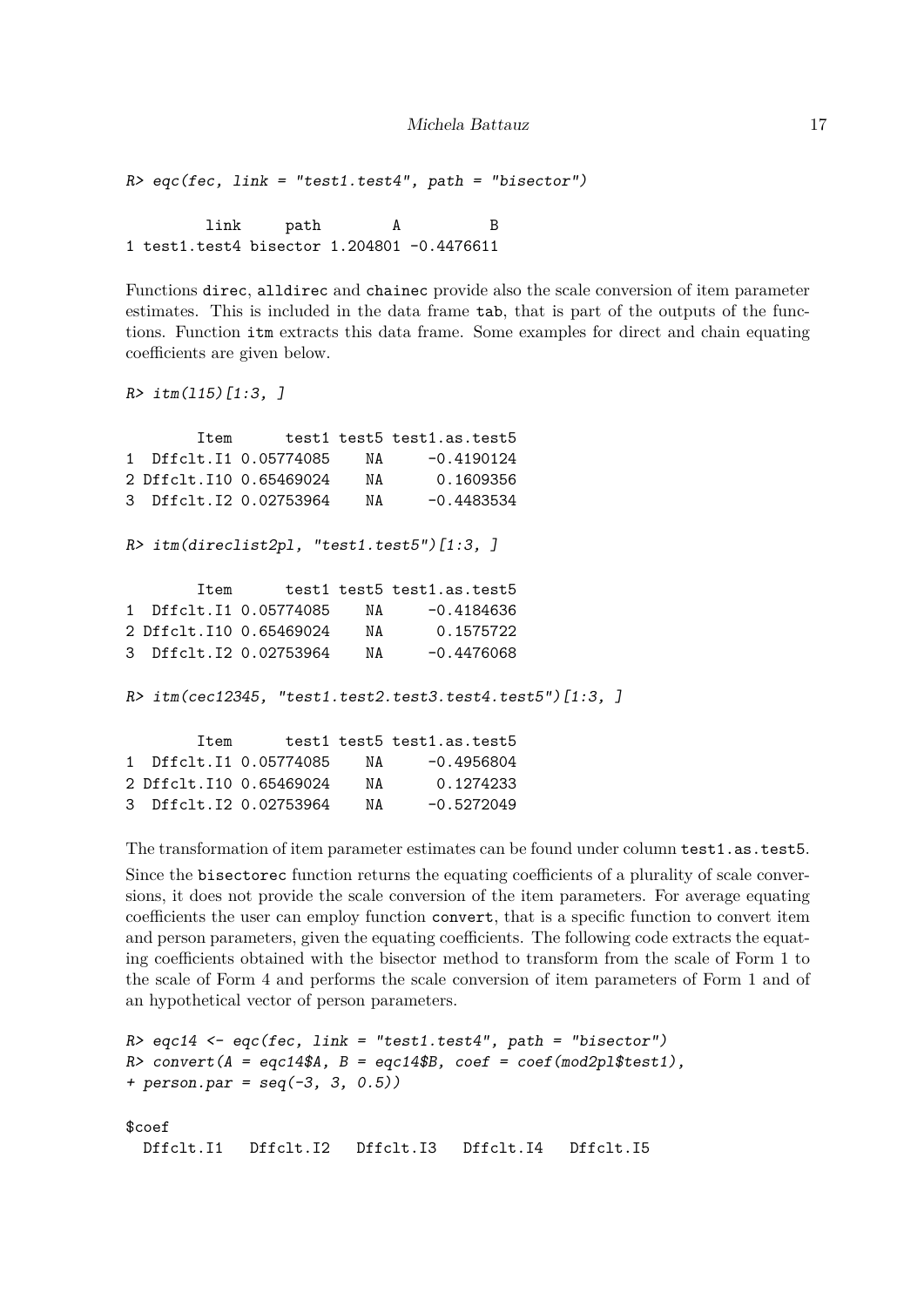```
R> eqc(fec, link = "test1.test4", path = "bisector")

         link     path        A          B
1 test1.test4 bisector 1.204801 -0.4476611
```

Functions direc, alldirec and chainec provide also the scale conversion of item parameter estimates. This is included in the data frame tab, that is part of the outputs of the functions. Function itm extracts this data frame. Some examples for direct and chain equating coefficients are given below.

```
R> itm(l15)[1:3, ]

        Item      test1 test5 test1.as.test5
1  Dffclt.I1 0.05774085    NA     -0.4190124
2 Dffclt.I10 0.65469024    NA      0.1609356
3  Dffclt.I2 0.02753964    NA     -0.4483534

R> itm(direclist2pl, "test1.test5")[1:3, ]

        Item      test1 test5 test1.as.test5
1  Dffclt.I1 0.05774085    NA     -0.4184636
2 Dffclt.I10 0.65469024    NA      0.1575722
3  Dffclt.I2 0.02753964    NA     -0.4476068

R> itm(cec12345, "test1.test2.test3.test4.test5")[1:3, ]

        Item      test1 test5 test1.as.test5
1  Dffclt.I1 0.05774085    NA     -0.4956804
2 Dffclt.I10 0.65469024    NA      0.1274233
3  Dffclt.I2 0.02753964    NA     -0.5272049
```

The transformation of item parameter estimates can be found under column test1.as.test5.

Since the bisectorec function returns the equating coefficients of a plurality of scale conversions, it does not provide the scale conversion of the item parameters. For average equating coefficients the user can employ function convert, that is a specific function to convert item and person parameters, given the equating coefficients. The following code extracts the equating coefficients obtained with the bisector method to transform from the scale of Form 1 to the scale of Form 4 and performs the scale conversion of item parameters of Form 1 and of an hypothetical vector of person parameters.

```
R> eqc14 <- eqc(fec, link = "test1.test4", path = "bisector")
R> convert(A = eqc14$A, B = eqc14$B, coef = coef(mod2pl$test1),
+ person.par = seq(-3, 3, 0.5))

$coef
  Dffclt.I1   Dffclt.I2   Dffclt.I3   Dffclt.I4   Dffclt.I5
```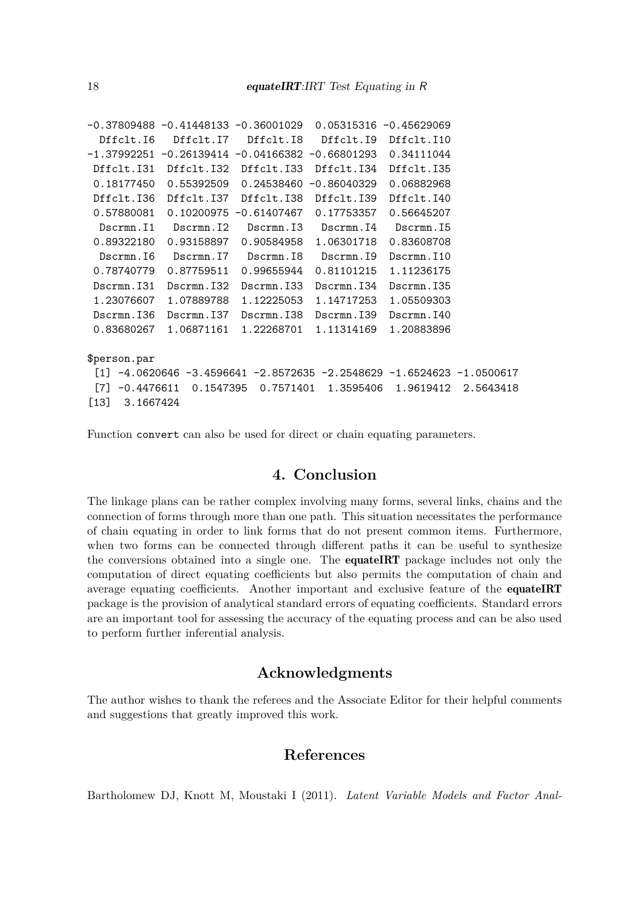```
-0.37809488 -0.41448133 -0.36001029  0.05315316 -0.45629069
  Dffclt.I6   Dffclt.I7   Dffclt.I8   Dffclt.I9  Dffclt.I10
-1.37992251 -0.26139414 -0.04166382 -0.66801293  0.34111044
 Dffclt.I31  Dffclt.I32  Dffclt.I33  Dffclt.I34  Dffclt.I35
 0.18177450  0.55392509  0.24538460 -0.86040329  0.06882968
 Dffclt.I36  Dffclt.I37  Dffclt.I38  Dffclt.I39  Dffclt.I40
 0.57880081  0.10200975 -0.61407467  0.17753357  0.56645207
  Dscrmn.I1   Dscrmn.I2   Dscrmn.I3   Dscrmn.I4   Dscrmn.I5
 0.89322180  0.93158897  0.90584958  1.06301718  0.83608708
  Dscrmn.I6   Dscrmn.I7   Dscrmn.I8   Dscrmn.I9  Dscrmn.I10
 0.78740779  0.87759511  0.99655944  0.81101215  1.11236175
 Dscrmn.I31  Dscrmn.I32  Dscrmn.I33  Dscrmn.I34  Dscrmn.I35
 1.23076607  1.07889788  1.12225053  1.14717253  1.05509303
 Dscrmn.I36  Dscrmn.I37  Dscrmn.I38  Dscrmn.I39  Dscrmn.I40
 0.83680267  1.06871161  1.22268701  1.11314169  1.20883896

$person.par
 [1] -4.0620646 -3.4596641 -2.8572635 -2.2548629 -1.6524623 -1.0500617
 [7] -0.4476611  0.1547395  0.7571401  1.3595406  1.9619412  2.5643418
[13]  3.1667424
```

Function convert can also be used for direct or chain equating parameters.

## 4. Conclusion

The linkage plans can be rather complex involving many forms, several links, chains and the connection of forms through more than one path. This situation necessitates the performance of chain equating in order to link forms that do not present common items. Furthermore, when two forms can be connected through different paths it can be useful to synthesize the conversions obtained into a single one. The **equateIRT** package includes not only the computation of direct equating coefficients but also permits the computation of chain and average equating coefficients. Another important and exclusive feature of the **equateIRT** package is the provision of analytical standard errors of equating coefficients. Standard errors are an important tool for assessing the accuracy of the equating process and can be also used to perform further inferential analysis.

## Acknowledgments

The author wishes to thank the referees and the Associate Editor for their helpful comments and suggestions that greatly improved this work.

## References

Bartholomew DJ, Knott M, Moustaki I (2011). *Latent Variable Models and Factor Anal-*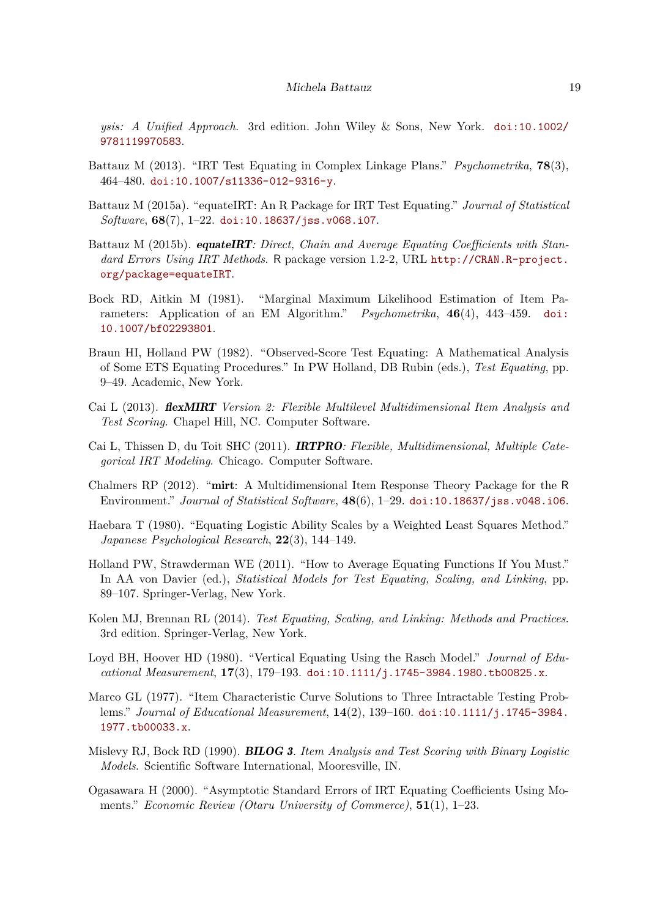*ysis: A Unified Approach*. 3rd edition. John Wiley & Sons, New York. doi:10.1002/9781119970583.

Battauz M (2013). "IRT Test Equating in Complex Linkage Plans." *Psychometrika*, **78**(3), 464–480. doi:10.1007/s11336-012-9316-y.

Battauz M (2015a). "equateIRT: An R Package for IRT Test Equating." *Journal of Statistical Software*, **68**(7), 1–22. doi:10.18637/jss.v068.i07.

Battauz M (2015b). ***equateIRT**: Direct, Chain and Average Equating Coefficients with Standard Errors Using IRT Methods*. R package version 1.2-2, URL http://CRAN.R-project.org/package=equateIRT.

Bock RD, Aitkin M (1981). "Marginal Maximum Likelihood Estimation of Item Parameters: Application of an EM Algorithm." *Psychometrika*, **46**(4), 443–459. doi:10.1007/bf02293801.

Braun HI, Holland PW (1982). "Observed-Score Test Equating: A Mathematical Analysis of Some ETS Equating Procedures." In PW Holland, DB Rubin (eds.), *Test Equating*, pp. 9–49. Academic, New York.

Cai L (2013). ***flexMIRT** Version 2: Flexible Multilevel Multidimensional Item Analysis and Test Scoring*. Chapel Hill, NC. Computer Software.

Cai L, Thissen D, du Toit SHC (2011). ***IRTPRO**: Flexible, Multidimensional, Multiple Categorical IRT Modeling*. Chicago. Computer Software.

Chalmers RP (2012). "**mirt**: A Multidimensional Item Response Theory Package for the R Environment." *Journal of Statistical Software*, **48**(6), 1–29. doi:10.18637/jss.v048.i06.

Haebara T (1980). "Equating Logistic Ability Scales by a Weighted Least Squares Method." *Japanese Psychological Research*, **22**(3), 144–149.

Holland PW, Strawderman WE (2011). "How to Average Equating Functions If You Must." In AA von Davier (ed.), *Statistical Models for Test Equating, Scaling, and Linking*, pp. 89–107. Springer-Verlag, New York.

Kolen MJ, Brennan RL (2014). *Test Equating, Scaling, and Linking: Methods and Practices*. 3rd edition. Springer-Verlag, New York.

Loyd BH, Hoover HD (1980). "Vertical Equating Using the Rasch Model." *Journal of Educational Measurement*, **17**(3), 179–193. doi:10.1111/j.1745-3984.1980.tb00825.x.

Marco GL (1977). "Item Characteristic Curve Solutions to Three Intractable Testing Problems." *Journal of Educational Measurement*, **14**(2), 139–160. doi:10.1111/j.1745-3984.1977.tb00033.x.

Mislevy RJ, Bock RD (1990). ***BILOG 3**. Item Analysis and Test Scoring with Binary Logistic Models*. Scientific Software International, Mooresville, IN.

Ogasawara H (2000). "Asymptotic Standard Errors of IRT Equating Coefficients Using Moments." *Economic Review (Otaru University of Commerce)*, **51**(1), 1–23.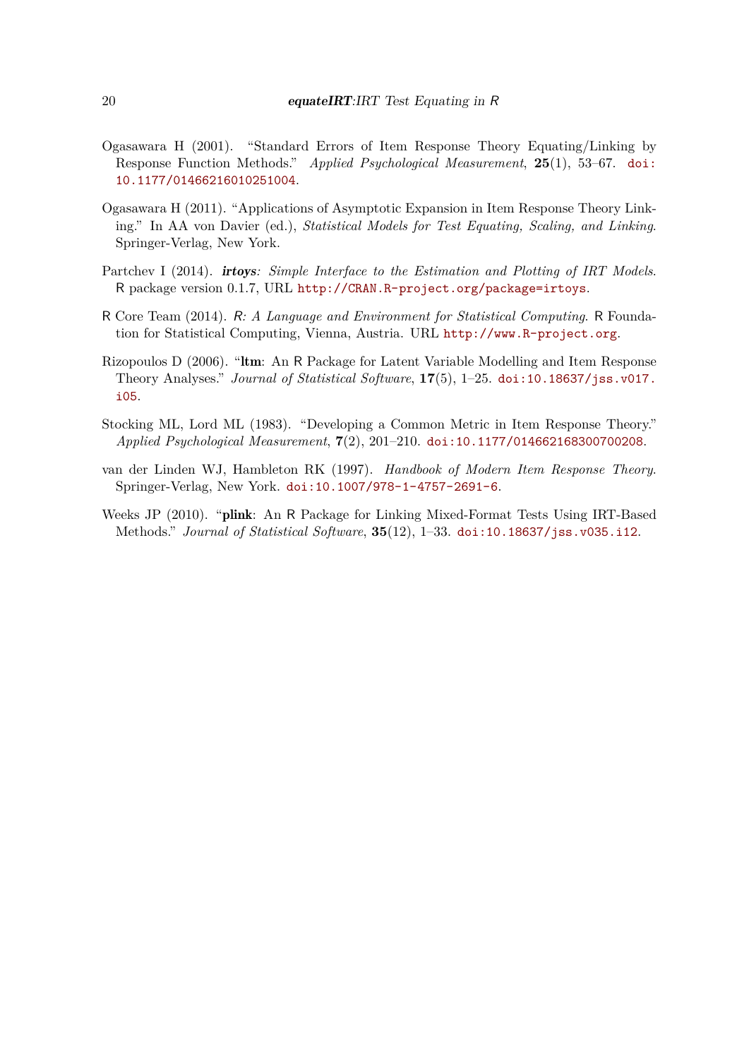Ogasawara H (2001). "Standard Errors of Item Response Theory Equating/Linking by Response Function Methods." *Applied Psychological Measurement*, **25**(1), 53–67. doi:10.1177/01466216010251004.

Ogasawara H (2011). "Applications of Asymptotic Expansion in Item Response Theory Linking." In AA von Davier (ed.), *Statistical Models for Test Equating, Scaling, and Linking*. Springer-Verlag, New York.

Partchev I (2014). ***irtoys**: Simple Interface to the Estimation and Plotting of IRT Models*. R package version 0.1.7, URL http://CRAN.R-project.org/package=irtoys.

R Core Team (2014). *R: A Language and Environment for Statistical Computing*. R Foundation for Statistical Computing, Vienna, Austria. URL http://www.R-project.org.

Rizopoulos D (2006). "**ltm**: An R Package for Latent Variable Modelling and Item Response Theory Analyses." *Journal of Statistical Software*, **17**(5), 1–25. doi:10.18637/jss.v017.i05.

Stocking ML, Lord ML (1983). "Developing a Common Metric in Item Response Theory." *Applied Psychological Measurement*, **7**(2), 201–210. doi:10.1177/014662168300700208.

van der Linden WJ, Hambleton RK (1997). *Handbook of Modern Item Response Theory*. Springer-Verlag, New York. doi:10.1007/978-1-4757-2691-6.

Weeks JP (2010). "**plink**: An R Package for Linking Mixed-Format Tests Using IRT-Based Methods." *Journal of Statistical Software*, **35**(12), 1–33. doi:10.18637/jss.v035.i12.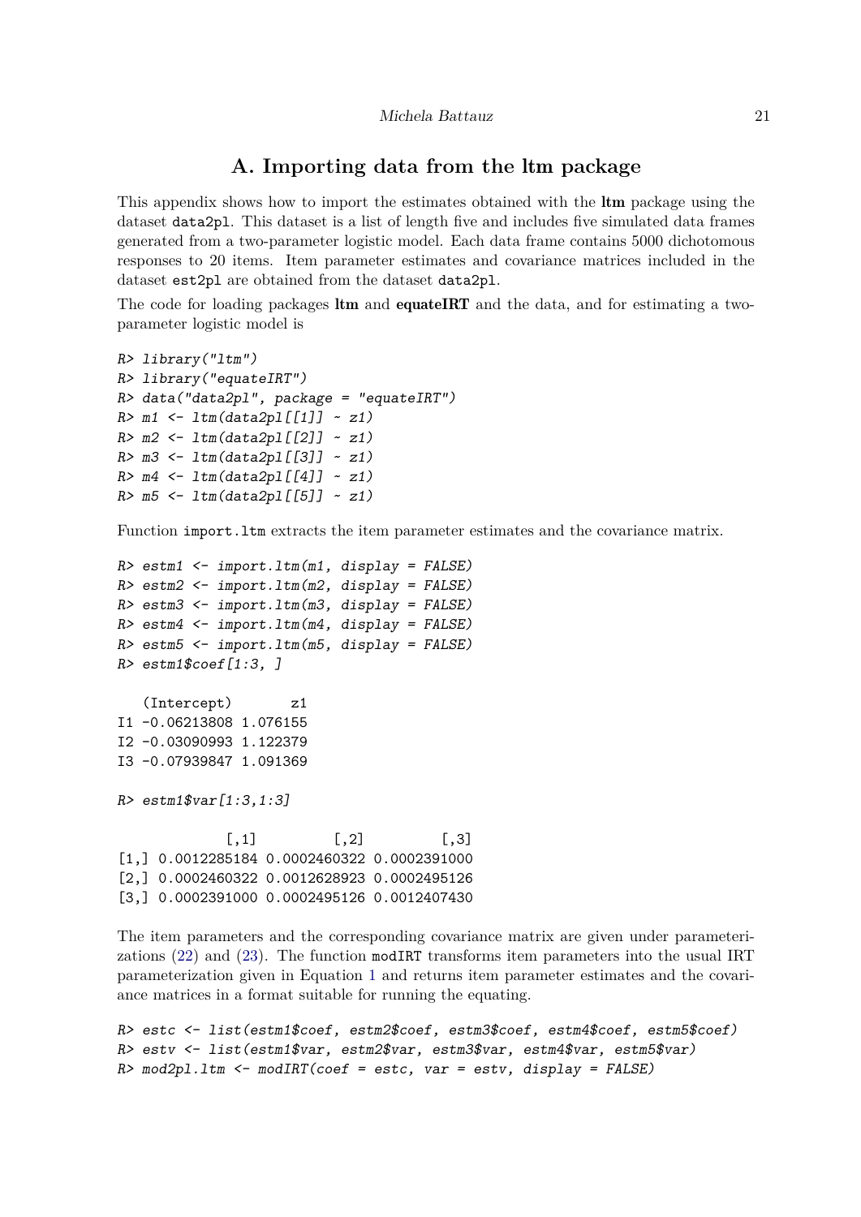# A. Importing data from the ltm package

This appendix shows how to import the estimates obtained with the **ltm** package using the dataset `data2pl`. This dataset is a list of length five and includes five simulated data frames generated from a two-parameter logistic model. Each data frame contains 5000 dichotomous responses to 20 items. Item parameter estimates and covariance matrices included in the dataset `est2pl` are obtained from the dataset `data2pl`.

The code for loading packages **ltm** and **equateIRT** and the data, and for estimating a two-parameter logistic model is

```
R> library("ltm")
R> library("equateIRT")
R> data("data2pl", package = "equateIRT")
R> m1 <- ltm(data2pl[[1]] ~ z1)
R> m2 <- ltm(data2pl[[2]] ~ z1)
R> m3 <- ltm(data2pl[[3]] ~ z1)
R> m4 <- ltm(data2pl[[4]] ~ z1)
R> m5 <- ltm(data2pl[[5]] ~ z1)
```

Function `import.ltm` extracts the item parameter estimates and the covariance matrix.

```
R> estm1 <- import.ltm(m1, display = FALSE)
R> estm2 <- import.ltm(m2, display = FALSE)
R> estm3 <- import.ltm(m3, display = FALSE)
R> estm4 <- import.ltm(m4, display = FALSE)
R> estm5 <- import.ltm(m5, display = FALSE)
R> estm1$coef[1:3, ]

   (Intercept)       z1
I1 -0.06213808 1.076155
I2 -0.03090993 1.122379
I3 -0.07939847 1.091369

R> estm1$var[1:3,1:3]

             [,1]         [,2]         [,3]
[1,] 0.0012285184 0.0002460322 0.0002391000
[2,] 0.0002460322 0.0012628923 0.0002495126
[3,] 0.0002391000 0.0002495126 0.0012407430
```

The item parameters and the corresponding covariance matrix are given under parameterizations (22) and (23). The function `modIRT` transforms item parameters into the usual IRT parameterization given in Equation 1 and returns item parameter estimates and the covariance matrices in a format suitable for running the equating.

```
R> estc <- list(estm1$coef, estm2$coef, estm3$coef, estm4$coef, estm5$coef)
R> estv <- list(estm1$var, estm2$var, estm3$var, estm4$var, estm5$var)
R> mod2pl.ltm <- modIRT(coef = estc, var = estv, display = FALSE)
```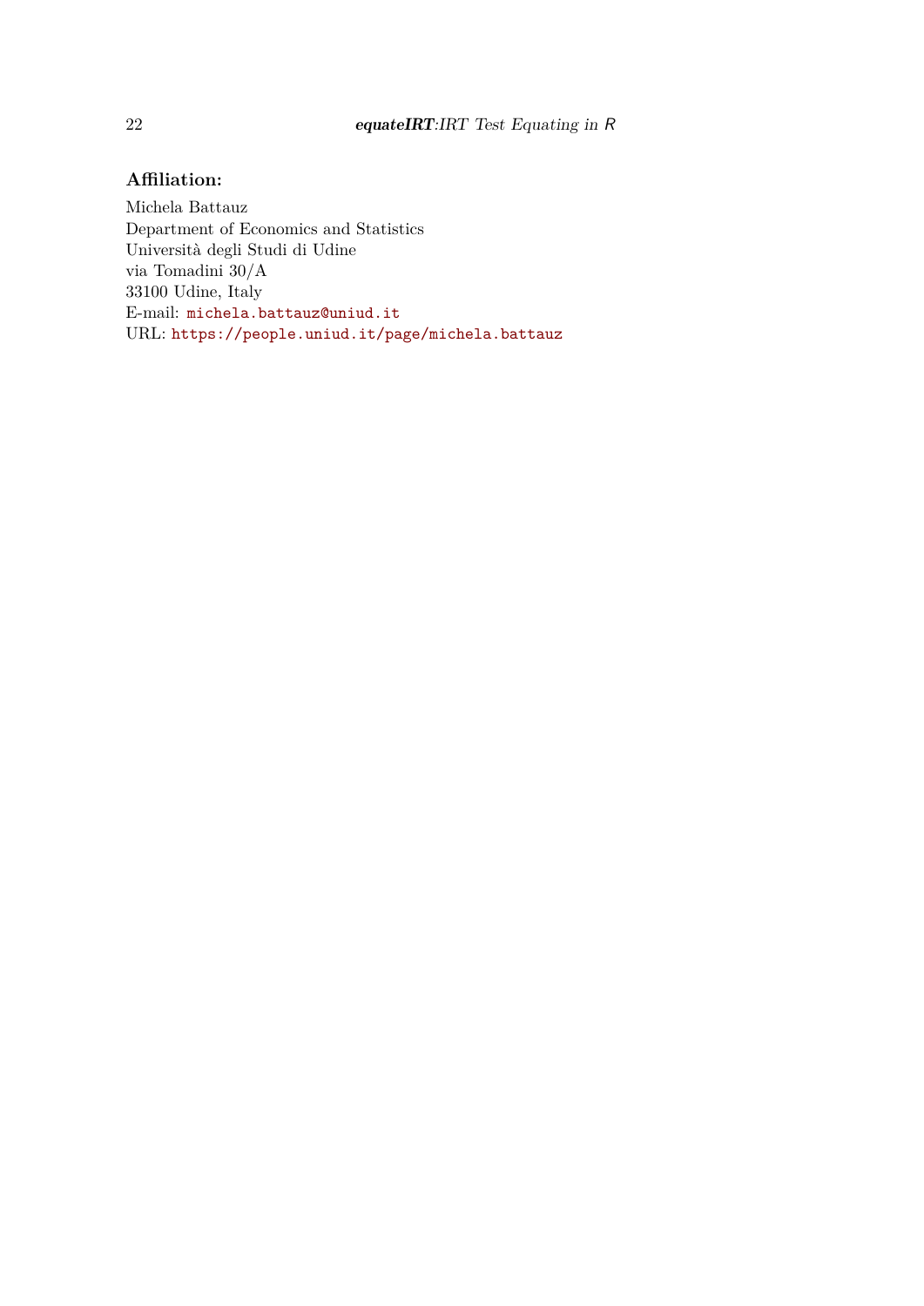**Affiliation:**

Michela Battauz
Department of Economics and Statistics
Università degli Studi di Udine
via Tomadini 30/A
33100 Udine, Italy
E-mail: michela.battauz@uniud.it
URL: https://people.uniud.it/page/michela.battauz